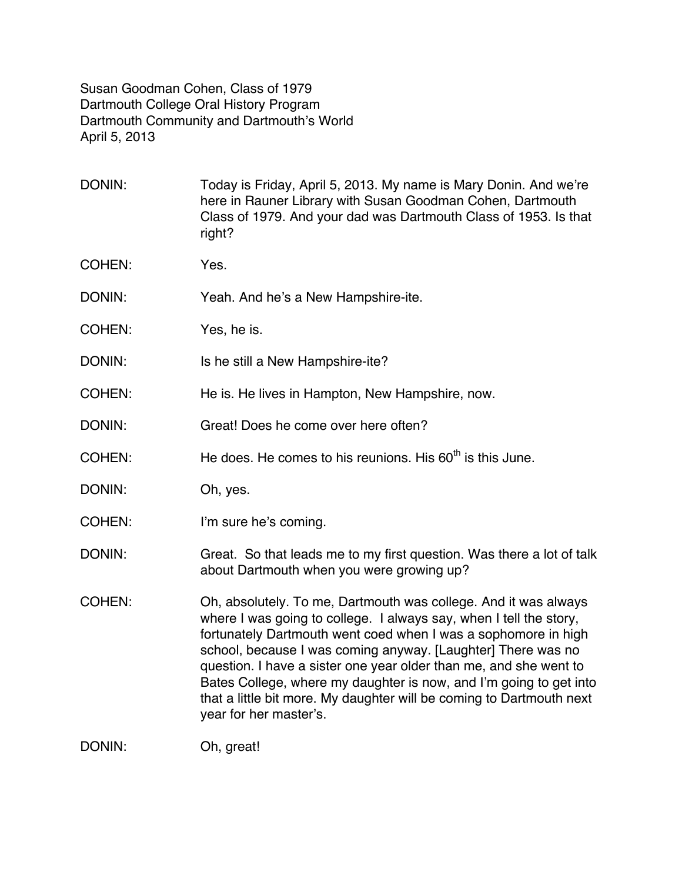Susan Goodman Cohen, Class of 1979
Dartmouth College Oral History Program
Dartmouth Community and Dartmouth's World
April 5, 2013

DONIN: Today is Friday, April 5, 2013. My name is Mary Donin. And we're here in Rauner Library with Susan Goodman Cohen, Dartmouth Class of 1979. And your dad was Dartmouth Class of 1953. Is that right?

COHEN: Yes.

DONIN: Yeah. And he's a New Hampshire-ite.

COHEN: Yes, he is.

DONIN: Is he still a New Hampshire-ite?

COHEN: He is. He lives in Hampton, New Hampshire, now.

DONIN: Great! Does he come over here often?

COHEN: He does. He comes to his reunions. His 60th is this June.

DONIN: Oh, yes.

COHEN: I'm sure he's coming.

DONIN: Great. So that leads me to my first question. Was there a lot of talk about Dartmouth when you were growing up?

COHEN: Oh, absolutely. To me, Dartmouth was college. And it was always where I was going to college. I always say, when I tell the story, fortunately Dartmouth went coed when I was a sophomore in high school, because I was coming anyway. [Laughter] There was no question. I have a sister one year older than me, and she went to Bates College, where my daughter is now, and I'm going to get into that a little bit more. My daughter will be coming to Dartmouth next year for her master's.

DONIN: Oh, great!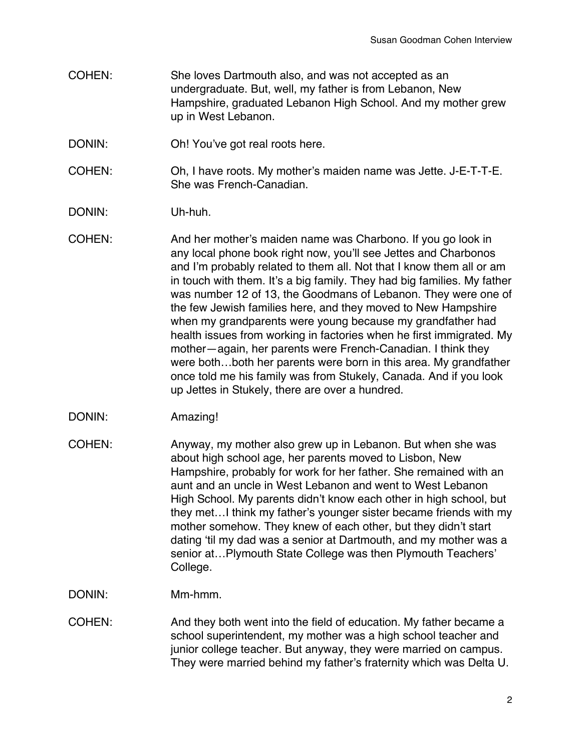COHEN: She loves Dartmouth also, and was not accepted as an undergraduate. But, well, my father is from Lebanon, New Hampshire, graduated Lebanon High School. And my mother grew up in West Lebanon.

DONIN: Oh! You've got real roots here.

COHEN: Oh, I have roots. My mother's maiden name was Jette. J-E-T-T-E. She was French-Canadian.

DONIN: Uh-huh.

COHEN: And her mother's maiden name was Charbono. If you go look in any local phone book right now, you'll see Jettes and Charbonos and I'm probably related to them all. Not that I know them all or am in touch with them. It's a big family. They had big families. My father was number 12 of 13, the Goodmans of Lebanon. They were one of the few Jewish families here, and they moved to New Hampshire when my grandparents were young because my grandfather had health issues from working in factories when he first immigrated. My mother—again, her parents were French-Canadian. I think they were both…both her parents were born in this area. My grandfather once told me his family was from Stukely, Canada. And if you look up Jettes in Stukely, there are over a hundred.

DONIN: Amazing!

COHEN: Anyway, my mother also grew up in Lebanon. But when she was about high school age, her parents moved to Lisbon, New Hampshire, probably for work for her father. She remained with an aunt and an uncle in West Lebanon and went to West Lebanon High School. My parents didn't know each other in high school, but they met…I think my father's younger sister became friends with my mother somehow. They knew of each other, but they didn't start dating 'til my dad was a senior at Dartmouth, and my mother was a senior at…Plymouth State College was then Plymouth Teachers' College.

DONIN: Mm-hmm.

COHEN: And they both went into the field of education. My father became a school superintendent, my mother was a high school teacher and junior college teacher. But anyway, they were married on campus. They were married behind my father's fraternity which was Delta U.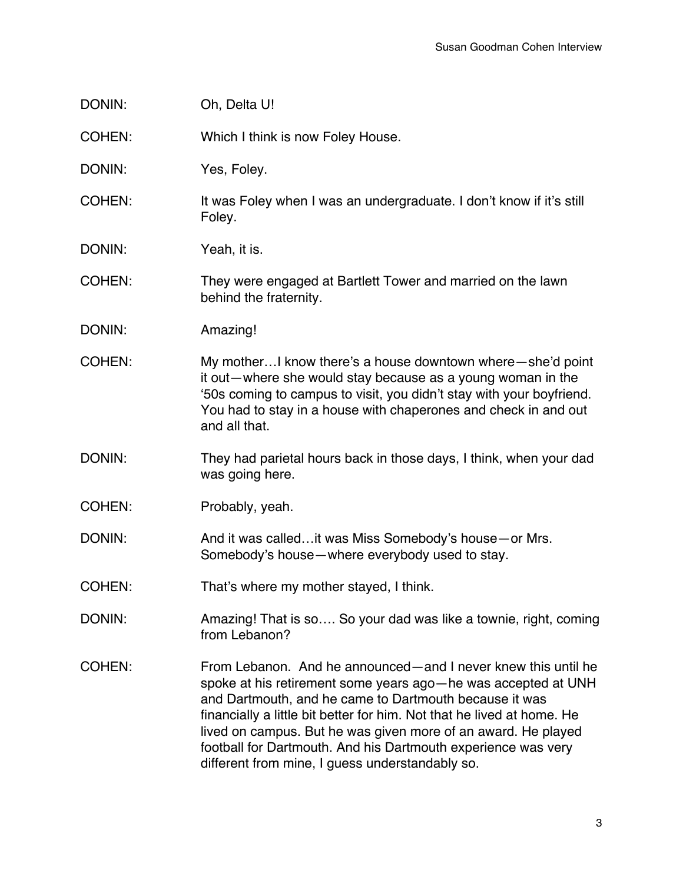DONIN: Oh, Delta U!

COHEN: Which I think is now Foley House.

DONIN: Yes, Foley.

COHEN: It was Foley when I was an undergraduate. I don't know if it's still Foley.

DONIN: Yeah, it is.

COHEN: They were engaged at Bartlett Tower and married on the lawn behind the fraternity.

DONIN: Amazing!

COHEN: My mother…I know there's a house downtown where—she'd point it out—where she would stay because as a young woman in the '50s coming to campus to visit, you didn't stay with your boyfriend. You had to stay in a house with chaperones and check in and out and all that.

DONIN: They had parietal hours back in those days, I think, when your dad was going here.

COHEN: Probably, yeah.

DONIN: And it was called…it was Miss Somebody's house—or Mrs. Somebody's house—where everybody used to stay.

COHEN: That's where my mother stayed, I think.

DONIN: Amazing! That is so…. So your dad was like a townie, right, coming from Lebanon?

COHEN: From Lebanon. And he announced—and I never knew this until he spoke at his retirement some years ago—he was accepted at UNH and Dartmouth, and he came to Dartmouth because it was financially a little bit better for him. Not that he lived at home. He lived on campus. But he was given more of an award. He played football for Dartmouth. And his Dartmouth experience was very different from mine, I guess understandably so.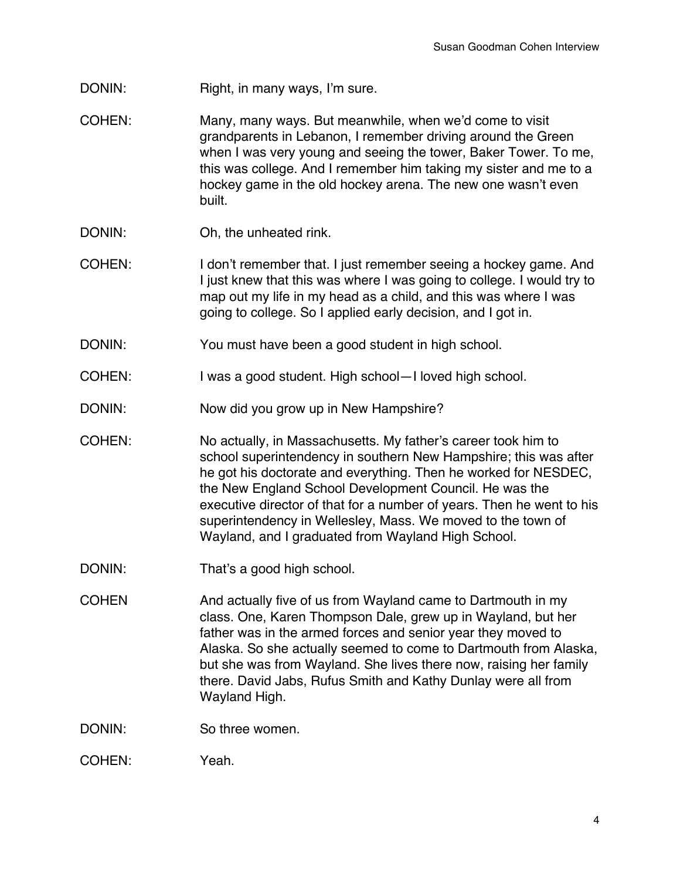DONIN: Right, in many ways, I'm sure.

COHEN: Many, many ways. But meanwhile, when we'd come to visit grandparents in Lebanon, I remember driving around the Green when I was very young and seeing the tower, Baker Tower. To me, this was college. And I remember him taking my sister and me to a hockey game in the old hockey arena. The new one wasn't even built.

DONIN: Oh, the unheated rink.

COHEN: I don't remember that. I just remember seeing a hockey game. And I just knew that this was where I was going to college. I would try to map out my life in my head as a child, and this was where I was going to college. So I applied early decision, and I got in.

DONIN: You must have been a good student in high school.

COHEN: I was a good student. High school—I loved high school.

DONIN: Now did you grow up in New Hampshire?

COHEN: No actually, in Massachusetts. My father's career took him to school superintendency in southern New Hampshire; this was after he got his doctorate and everything. Then he worked for NESDEC, the New England School Development Council. He was the executive director of that for a number of years. Then he went to his superintendency in Wellesley, Mass. We moved to the town of Wayland, and I graduated from Wayland High School.

DONIN: That's a good high school.

COHEN And actually five of us from Wayland came to Dartmouth in my class. One, Karen Thompson Dale, grew up in Wayland, but her father was in the armed forces and senior year they moved to Alaska. So she actually seemed to come to Dartmouth from Alaska, but she was from Wayland. She lives there now, raising her family there. David Jabs, Rufus Smith and Kathy Dunlay were all from Wayland High.

DONIN: So three women.

COHEN: Yeah.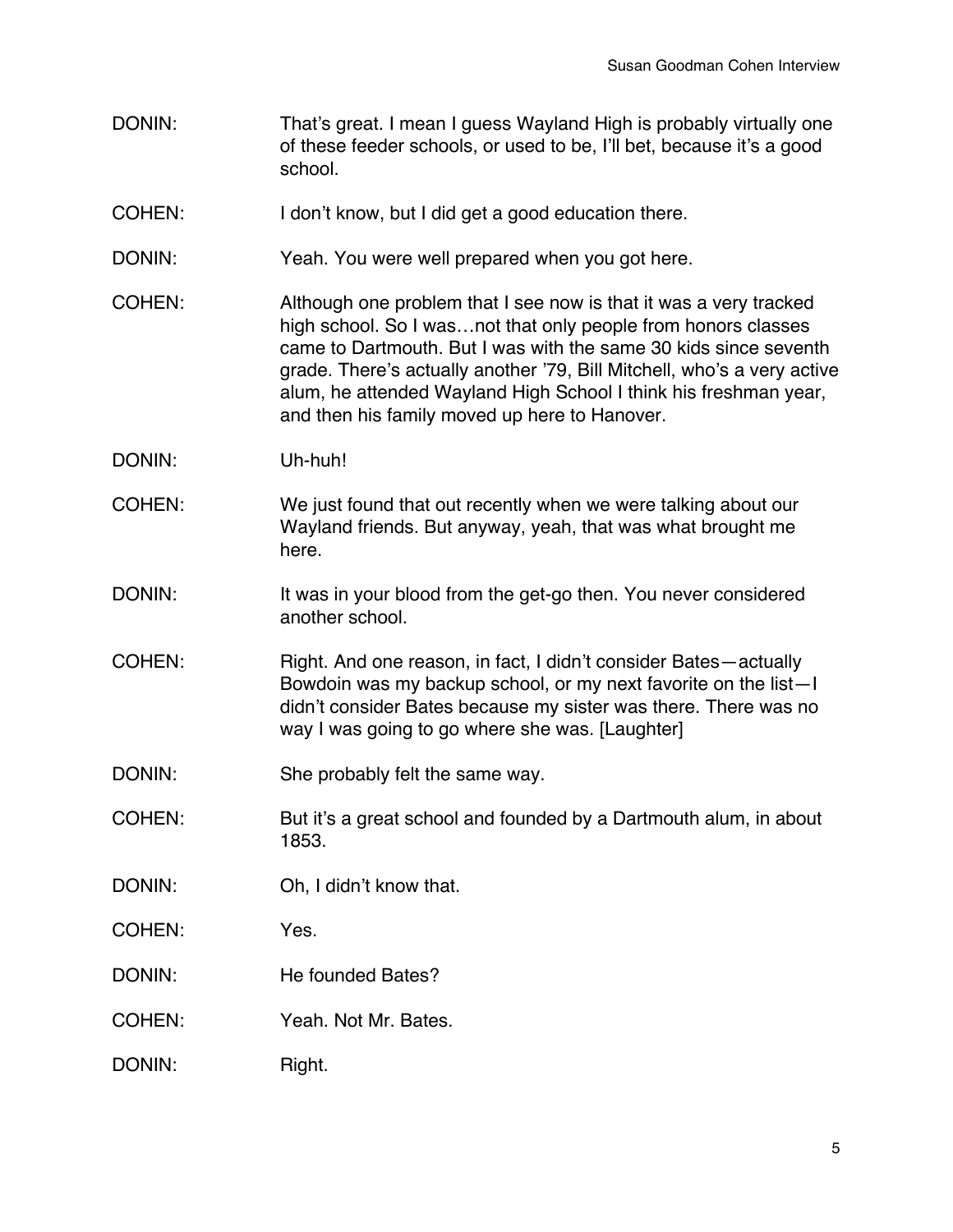DONIN: That's great. I mean I guess Wayland High is probably virtually one of these feeder schools, or used to be, I'll bet, because it's a good school.

COHEN: I don't know, but I did get a good education there.

DONIN: Yeah. You were well prepared when you got here.

COHEN: Although one problem that I see now is that it was a very tracked high school. So I was…not that only people from honors classes came to Dartmouth. But I was with the same 30 kids since seventh grade. There's actually another '79, Bill Mitchell, who's a very active alum, he attended Wayland High School I think his freshman year, and then his family moved up here to Hanover.

DONIN: Uh-huh!

COHEN: We just found that out recently when we were talking about our Wayland friends. But anyway, yeah, that was what brought me here.

DONIN: It was in your blood from the get-go then. You never considered another school.

COHEN: Right. And one reason, in fact, I didn't consider Bates—actually Bowdoin was my backup school, or my next favorite on the list—I didn't consider Bates because my sister was there. There was no way I was going to go where she was. [Laughter]

DONIN: She probably felt the same way.

COHEN: But it's a great school and founded by a Dartmouth alum, in about 1853.

DONIN: Oh, I didn't know that.

COHEN: Yes.

DONIN: He founded Bates?

COHEN: Yeah. Not Mr. Bates.

DONIN: Right.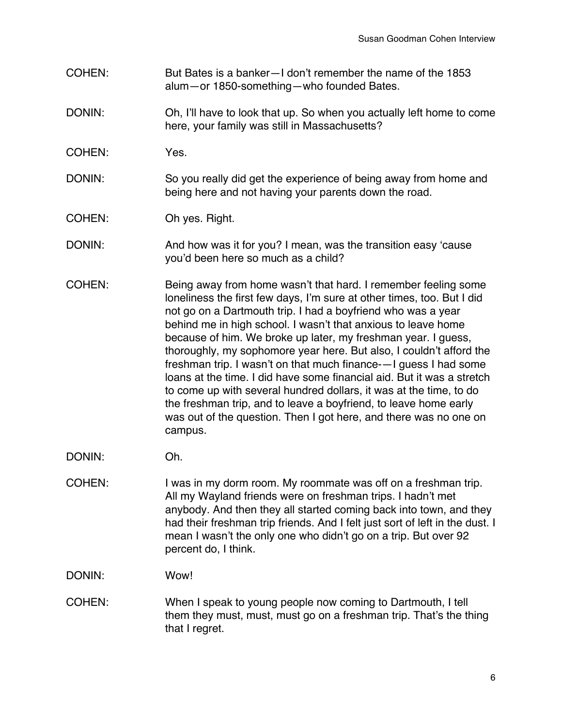COHEN: But Bates is a banker—I don't remember the name of the 1853 alum—or 1850-something—who founded Bates.

DONIN: Oh, I'll have to look that up. So when you actually left home to come here, your family was still in Massachusetts?

COHEN: Yes.

DONIN: So you really did get the experience of being away from home and being here and not having your parents down the road.

COHEN: Oh yes. Right.

DONIN: And how was it for you? I mean, was the transition easy 'cause you'd been here so much as a child?

COHEN: Being away from home wasn't that hard. I remember feeling some loneliness the first few days, I'm sure at other times, too. But I did not go on a Dartmouth trip. I had a boyfriend who was a year behind me in high school. I wasn't that anxious to leave home because of him. We broke up later, my freshman year. I guess, thoroughly, my sophomore year here. But also, I couldn't afford the freshman trip. I wasn't on that much finance-—I guess I had some loans at the time. I did have some financial aid. But it was a stretch to come up with several hundred dollars, it was at the time, to do the freshman trip, and to leave a boyfriend, to leave home early was out of the question. Then I got here, and there was no one on campus.

DONIN: Oh.

COHEN: I was in my dorm room. My roommate was off on a freshman trip. All my Wayland friends were on freshman trips. I hadn't met anybody. And then they all started coming back into town, and they had their freshman trip friends. And I felt just sort of left in the dust. I mean I wasn't the only one who didn't go on a trip. But over 92 percent do, I think.

DONIN: Wow!

COHEN: When I speak to young people now coming to Dartmouth, I tell them they must, must, must go on a freshman trip. That's the thing that I regret.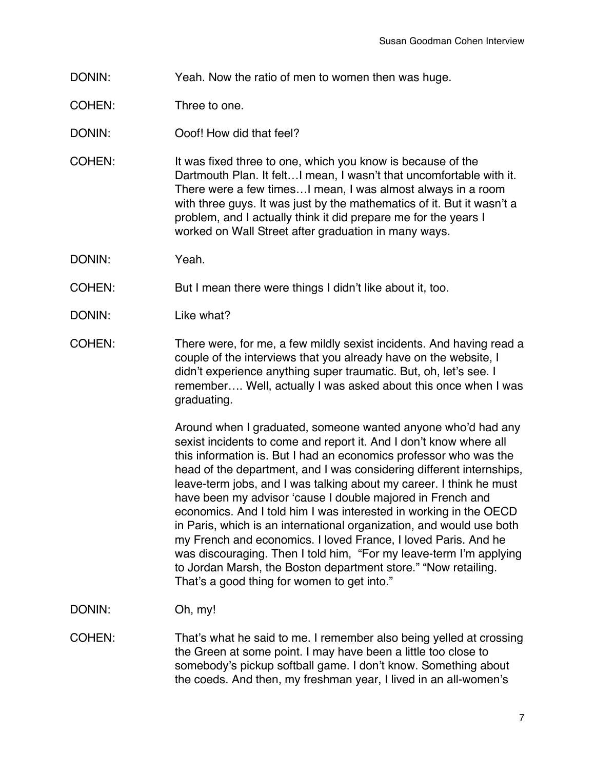DONIN: Yeah. Now the ratio of men to women then was huge.

COHEN: Three to one.

DONIN: Ooof! How did that feel?

COHEN: It was fixed three to one, which you know is because of the Dartmouth Plan. It felt…I mean, I wasn't that uncomfortable with it. There were a few times…I mean, I was almost always in a room with three guys. It was just by the mathematics of it. But it wasn't a problem, and I actually think it did prepare me for the years I worked on Wall Street after graduation in many ways.

DONIN: Yeah.

COHEN: But I mean there were things I didn't like about it, too.

DONIN: Like what?

COHEN: There were, for me, a few mildly sexist incidents. And having read a couple of the interviews that you already have on the website, I didn't experience anything super traumatic. But, oh, let's see. I remember…. Well, actually I was asked about this once when I was graduating.

Around when I graduated, someone wanted anyone who'd had any sexist incidents to come and report it. And I don't know where all this information is. But I had an economics professor who was the head of the department, and I was considering different internships, leave-term jobs, and I was talking about my career. I think he must have been my advisor 'cause I double majored in French and economics. And I told him I was interested in working in the OECD in Paris, which is an international organization, and would use both my French and economics. I loved France, I loved Paris. And he was discouraging. Then I told him, "For my leave-term I'm applying to Jordan Marsh, the Boston department store." "Now retailing. That's a good thing for women to get into."

DONIN: Oh, my!

COHEN: That's what he said to me. I remember also being yelled at crossing the Green at some point. I may have been a little too close to somebody's pickup softball game. I don't know. Something about the coeds. And then, my freshman year, I lived in an all-women's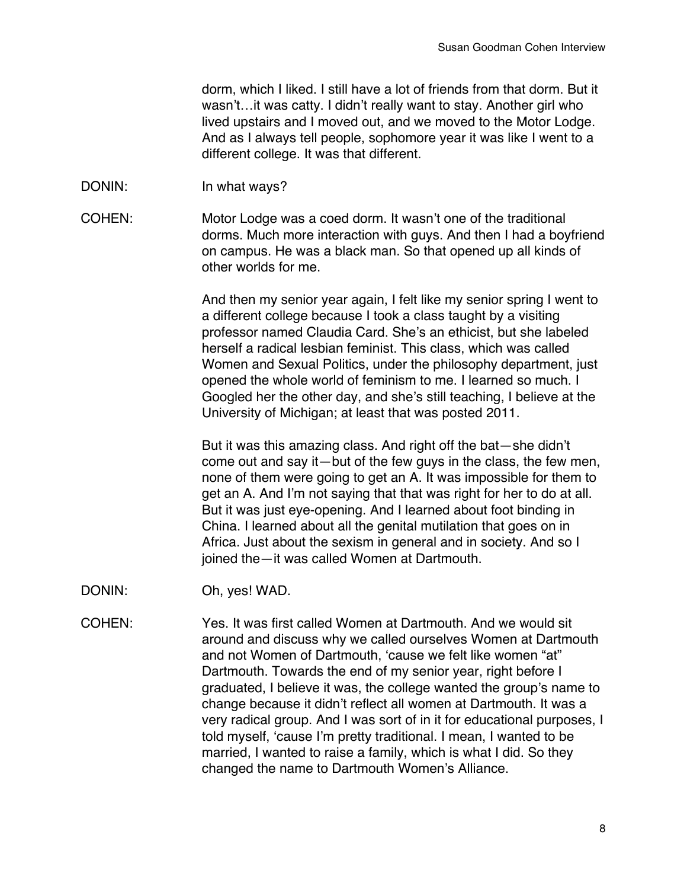dorm, which I liked. I still have a lot of friends from that dorm. But it wasn't…it was catty. I didn't really want to stay. Another girl who lived upstairs and I moved out, and we moved to the Motor Lodge. And as I always tell people, sophomore year it was like I went to a different college. It was that different.

DONIN: In what ways?

COHEN: Motor Lodge was a coed dorm. It wasn't one of the traditional dorms. Much more interaction with guys. And then I had a boyfriend on campus. He was a black man. So that opened up all kinds of other worlds for me.

And then my senior year again, I felt like my senior spring I went to a different college because I took a class taught by a visiting professor named Claudia Card. She's an ethicist, but she labeled herself a radical lesbian feminist. This class, which was called Women and Sexual Politics, under the philosophy department, just opened the whole world of feminism to me. I learned so much. I Googled her the other day, and she's still teaching, I believe at the University of Michigan; at least that was posted 2011.

But it was this amazing class. And right off the bat—she didn't come out and say it—but of the few guys in the class, the few men, none of them were going to get an A. It was impossible for them to get an A. And I'm not saying that that was right for her to do at all. But it was just eye-opening. And I learned about foot binding in China. I learned about all the genital mutilation that goes on in Africa. Just about the sexism in general and in society. And so I joined the—it was called Women at Dartmouth.

DONIN: Oh, yes! WAD.

COHEN: Yes. It was first called Women at Dartmouth. And we would sit around and discuss why we called ourselves Women at Dartmouth and not Women of Dartmouth, 'cause we felt like women "at" Dartmouth. Towards the end of my senior year, right before I graduated, I believe it was, the college wanted the group's name to change because it didn't reflect all women at Dartmouth. It was a very radical group. And I was sort of in it for educational purposes, I told myself, 'cause I'm pretty traditional. I mean, I wanted to be married, I wanted to raise a family, which is what I did. So they changed the name to Dartmouth Women's Alliance.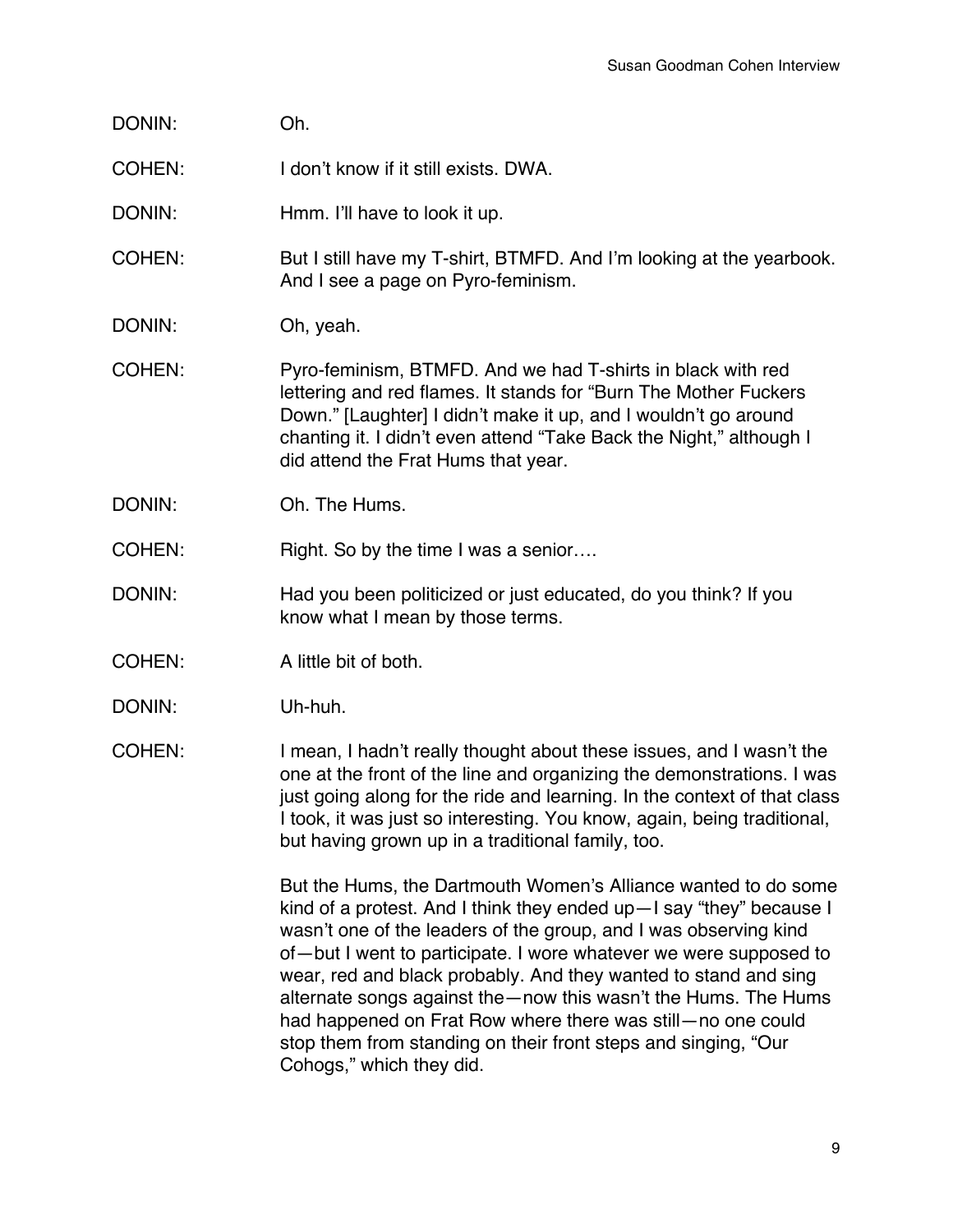DONIN: Oh.

COHEN: I don't know if it still exists. DWA.

DONIN: Hmm. I'll have to look it up.

COHEN: But I still have my T-shirt, BTMFD. And I'm looking at the yearbook. And I see a page on Pyro-feminism.

DONIN: Oh, yeah.

COHEN: Pyro-feminism, BTMFD. And we had T-shirts in black with red lettering and red flames. It stands for "Burn The Mother Fuckers Down." [Laughter] I didn't make it up, and I wouldn't go around chanting it. I didn't even attend "Take Back the Night," although I did attend the Frat Hums that year.

DONIN: Oh. The Hums.

COHEN: Right. So by the time I was a senior….

DONIN: Had you been politicized or just educated, do you think? If you know what I mean by those terms.

COHEN: A little bit of both.

DONIN: Uh-huh.

COHEN: I mean, I hadn't really thought about these issues, and I wasn't the one at the front of the line and organizing the demonstrations. I was just going along for the ride and learning. In the context of that class I took, it was just so interesting. You know, again, being traditional, but having grown up in a traditional family, too.

But the Hums, the Dartmouth Women's Alliance wanted to do some kind of a protest. And I think they ended up—I say "they" because I wasn't one of the leaders of the group, and I was observing kind of—but I went to participate. I wore whatever we were supposed to wear, red and black probably. And they wanted to stand and sing alternate songs against the—now this wasn't the Hums. The Hums had happened on Frat Row where there was still—no one could stop them from standing on their front steps and singing, "Our Cohogs," which they did.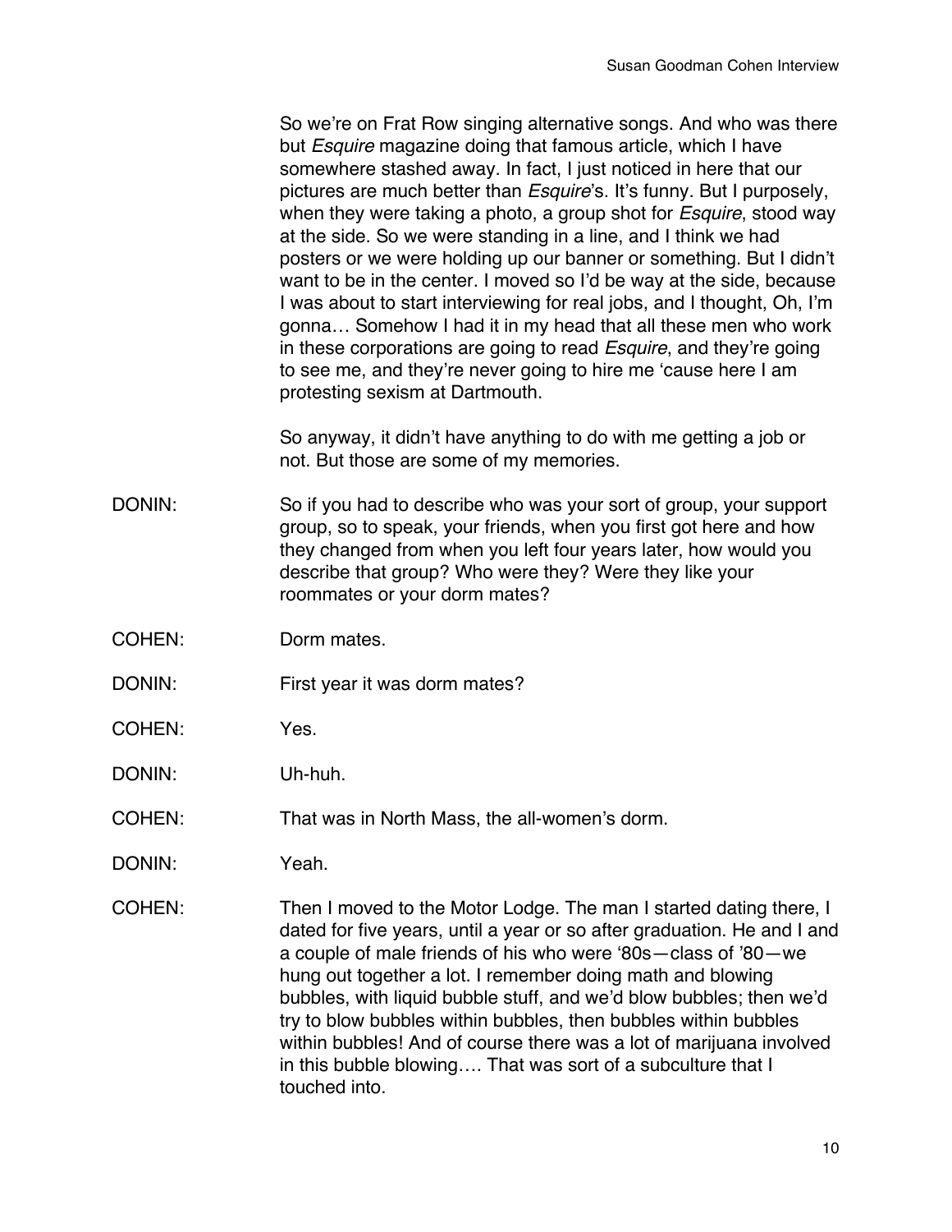So we're on Frat Row singing alternative songs. And who was there but *Esquire* magazine doing that famous article, which I have somewhere stashed away. In fact, I just noticed in here that our pictures are much better than *Esquire*'s. It's funny. But I purposely, when they were taking a photo, a group shot for *Esquire*, stood way at the side. So we were standing in a line, and I think we had posters or we were holding up our banner or something. But I didn't want to be in the center. I moved so I'd be way at the side, because I was about to start interviewing for real jobs, and I thought, Oh, I'm gonna… Somehow I had it in my head that all these men who work in these corporations are going to read *Esquire*, and they're going to see me, and they're never going to hire me 'cause here I am protesting sexism at Dartmouth.

So anyway, it didn't have anything to do with me getting a job or not. But those are some of my memories.

DONIN: So if you had to describe who was your sort of group, your support group, so to speak, your friends, when you first got here and how they changed from when you left four years later, how would you describe that group? Who were they? Were they like your roommates or your dorm mates?

COHEN: Dorm mates.

DONIN: First year it was dorm mates?

COHEN: Yes.

DONIN: Uh-huh.

COHEN: That was in North Mass, the all-women's dorm.

DONIN: Yeah.

COHEN: Then I moved to the Motor Lodge. The man I started dating there, I dated for five years, until a year or so after graduation. He and I and a couple of male friends of his who were '80s—class of '80—we hung out together a lot. I remember doing math and blowing bubbles, with liquid bubble stuff, and we'd blow bubbles; then we'd try to blow bubbles within bubbles, then bubbles within bubbles within bubbles! And of course there was a lot of marijuana involved in this bubble blowing…. That was sort of a subculture that I touched into.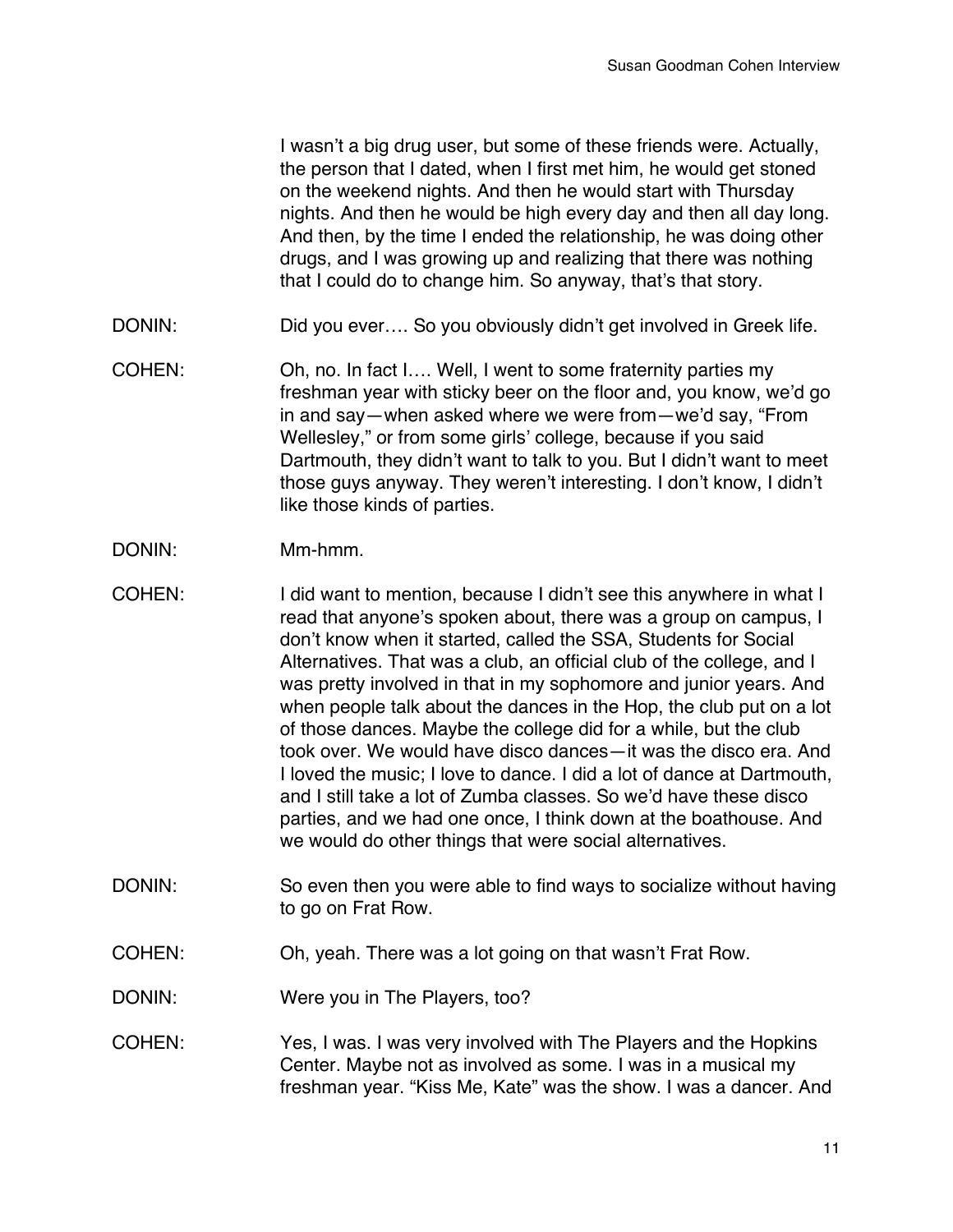I wasn't a big drug user, but some of these friends were. Actually, the person that I dated, when I first met him, he would get stoned on the weekend nights. And then he would start with Thursday nights. And then he would be high every day and then all day long. And then, by the time I ended the relationship, he was doing other drugs, and I was growing up and realizing that there was nothing that I could do to change him. So anyway, that's that story.

DONIN: Did you ever…. So you obviously didn't get involved in Greek life.

COHEN: Oh, no. In fact I…. Well, I went to some fraternity parties my freshman year with sticky beer on the floor and, you know, we'd go in and say—when asked where we were from—we'd say, "From Wellesley," or from some girls' college, because if you said Dartmouth, they didn't want to talk to you. But I didn't want to meet those guys anyway. They weren't interesting. I don't know, I didn't like those kinds of parties.

DONIN: Mm-hmm.

COHEN: I did want to mention, because I didn't see this anywhere in what I read that anyone's spoken about, there was a group on campus, I don't know when it started, called the SSA, Students for Social Alternatives. That was a club, an official club of the college, and I was pretty involved in that in my sophomore and junior years. And when people talk about the dances in the Hop, the club put on a lot of those dances. Maybe the college did for a while, but the club took over. We would have disco dances—it was the disco era. And I loved the music; I love to dance. I did a lot of dance at Dartmouth, and I still take a lot of Zumba classes. So we'd have these disco parties, and we had one once, I think down at the boathouse. And we would do other things that were social alternatives.

DONIN: So even then you were able to find ways to socialize without having to go on Frat Row.

COHEN: Oh, yeah. There was a lot going on that wasn't Frat Row.

DONIN: Were you in The Players, too?

COHEN: Yes, I was. I was very involved with The Players and the Hopkins Center. Maybe not as involved as some. I was in a musical my freshman year. "Kiss Me, Kate" was the show. I was a dancer. And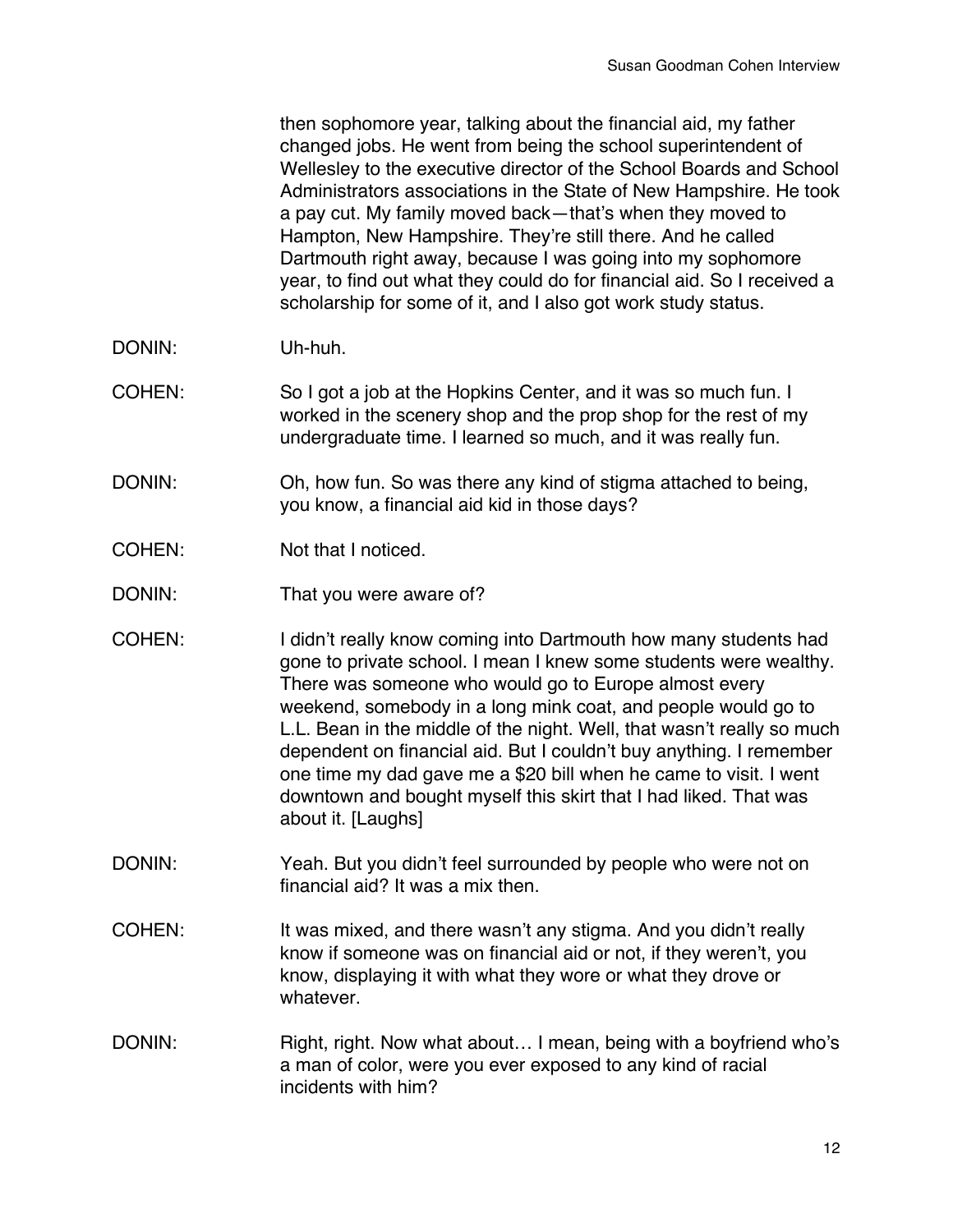then sophomore year, talking about the financial aid, my father changed jobs. He went from being the school superintendent of Wellesley to the executive director of the School Boards and School Administrators associations in the State of New Hampshire. He took a pay cut. My family moved back—that's when they moved to Hampton, New Hampshire. They're still there. And he called Dartmouth right away, because I was going into my sophomore year, to find out what they could do for financial aid. So I received a scholarship for some of it, and I also got work study status.

DONIN: Uh-huh.

COHEN: So I got a job at the Hopkins Center, and it was so much fun. I worked in the scenery shop and the prop shop for the rest of my undergraduate time. I learned so much, and it was really fun.

DONIN: Oh, how fun. So was there any kind of stigma attached to being, you know, a financial aid kid in those days?

COHEN: Not that I noticed.

DONIN: That you were aware of?

COHEN: I didn't really know coming into Dartmouth how many students had gone to private school. I mean I knew some students were wealthy. There was someone who would go to Europe almost every weekend, somebody in a long mink coat, and people would go to L.L. Bean in the middle of the night. Well, that wasn't really so much dependent on financial aid. But I couldn't buy anything. I remember one time my dad gave me a $20 bill when he came to visit. I went downtown and bought myself this skirt that I had liked. That was about it. [Laughs]

DONIN: Yeah. But you didn't feel surrounded by people who were not on financial aid? It was a mix then.

COHEN: It was mixed, and there wasn't any stigma. And you didn't really know if someone was on financial aid or not, if they weren't, you know, displaying it with what they wore or what they drove or whatever.

DONIN: Right, right. Now what about… I mean, being with a boyfriend who's a man of color, were you ever exposed to any kind of racial incidents with him?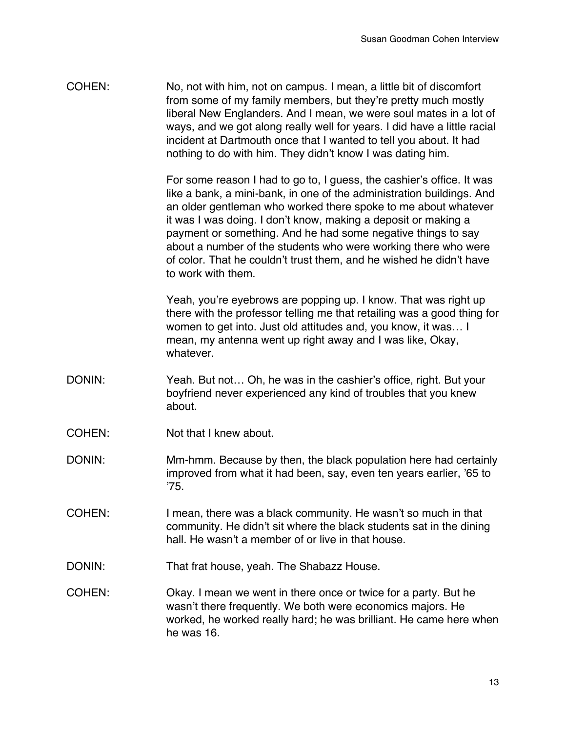COHEN: No, not with him, not on campus. I mean, a little bit of discomfort from some of my family members, but they're pretty much mostly liberal New Englanders. And I mean, we were soul mates in a lot of ways, and we got along really well for years. I did have a little racial incident at Dartmouth once that I wanted to tell you about. It had nothing to do with him. They didn't know I was dating him.

For some reason I had to go to, I guess, the cashier's office. It was like a bank, a mini-bank, in one of the administration buildings. And an older gentleman who worked there spoke to me about whatever it was I was doing. I don't know, making a deposit or making a payment or something. And he had some negative things to say about a number of the students who were working there who were of color. That he couldn't trust them, and he wished he didn't have to work with them.

Yeah, you're eyebrows are popping up. I know. That was right up there with the professor telling me that retailing was a good thing for women to get into. Just old attitudes and, you know, it was… I mean, my antenna went up right away and I was like, Okay, whatever.

DONIN: Yeah. But not… Oh, he was in the cashier's office, right. But your boyfriend never experienced any kind of troubles that you knew about.

COHEN: Not that I knew about.

DONIN: Mm-hmm. Because by then, the black population here had certainly improved from what it had been, say, even ten years earlier, '65 to '75.

COHEN: I mean, there was a black community. He wasn't so much in that community. He didn't sit where the black students sat in the dining hall. He wasn't a member of or live in that house.

DONIN: That frat house, yeah. The Shabazz House.

COHEN: Okay. I mean we went in there once or twice for a party. But he wasn't there frequently. We both were economics majors. He worked, he worked really hard; he was brilliant. He came here when he was 16.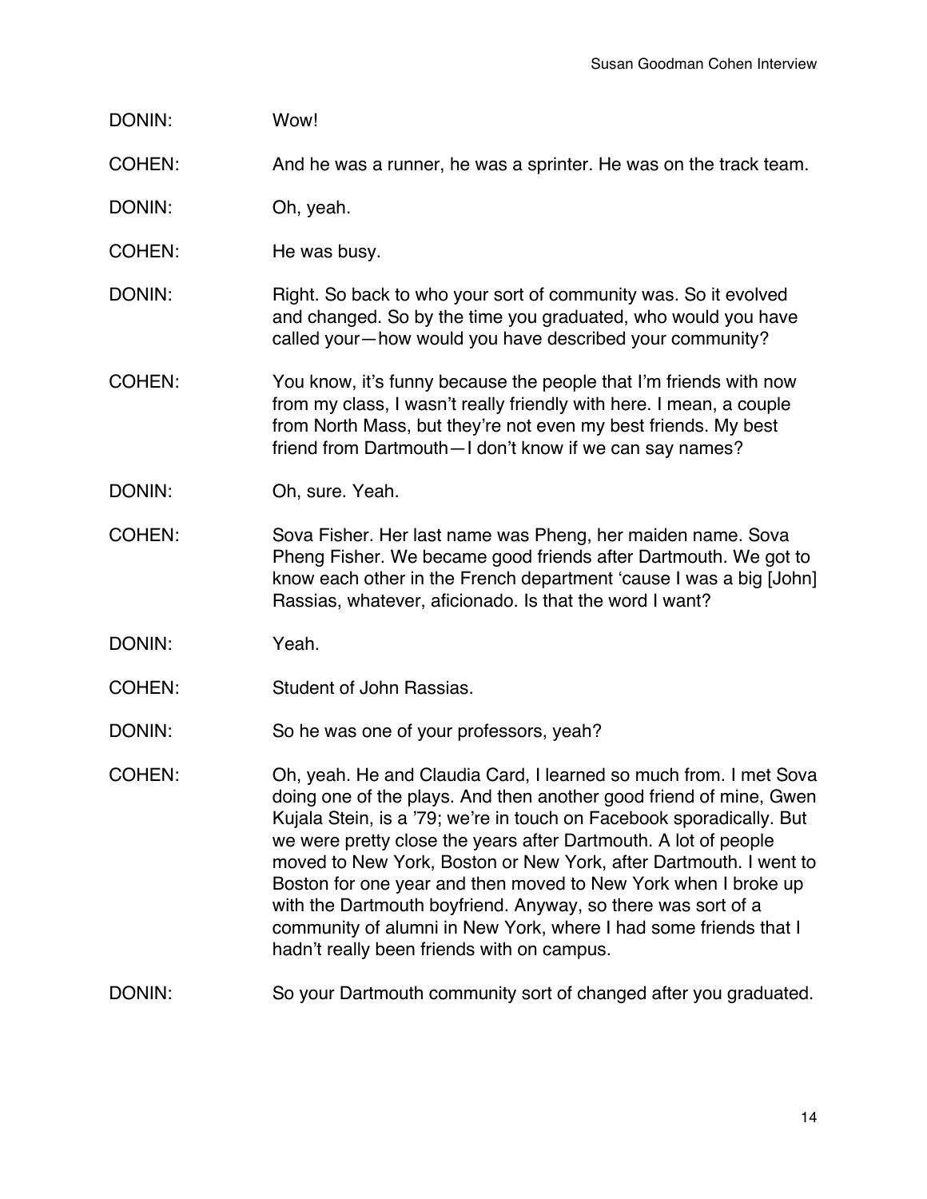DONIN: Wow!

COHEN: And he was a runner, he was a sprinter. He was on the track team.

DONIN: Oh, yeah.

COHEN: He was busy.

DONIN: Right. So back to who your sort of community was. So it evolved and changed. So by the time you graduated, who would you have called your—how would you have described your community?

COHEN: You know, it's funny because the people that I'm friends with now from my class, I wasn't really friendly with here. I mean, a couple from North Mass, but they're not even my best friends. My best friend from Dartmouth—I don't know if we can say names?

DONIN: Oh, sure. Yeah.

COHEN: Sova Fisher. Her last name was Pheng, her maiden name. Sova Pheng Fisher. We became good friends after Dartmouth. We got to know each other in the French department 'cause I was a big [John] Rassias, whatever, aficionado. Is that the word I want?

DONIN: Yeah.

COHEN: Student of John Rassias.

DONIN: So he was one of your professors, yeah?

COHEN: Oh, yeah. He and Claudia Card, I learned so much from. I met Sova doing one of the plays. And then another good friend of mine, Gwen Kujala Stein, is a '79; we're in touch on Facebook sporadically. But we were pretty close the years after Dartmouth. A lot of people moved to New York, Boston or New York, after Dartmouth. I went to Boston for one year and then moved to New York when I broke up with the Dartmouth boyfriend. Anyway, so there was sort of a community of alumni in New York, where I had some friends that I hadn't really been friends with on campus.

DONIN: So your Dartmouth community sort of changed after you graduated.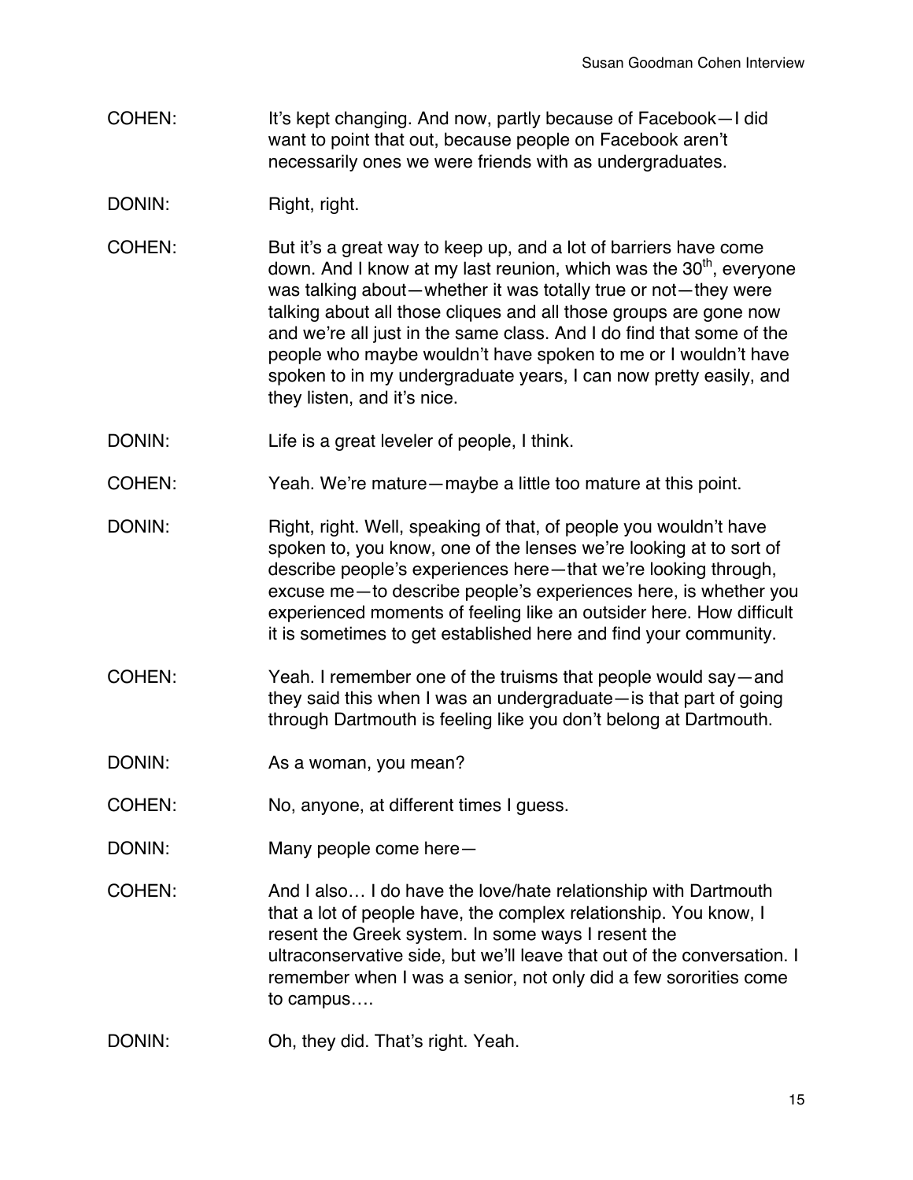COHEN: It's kept changing. And now, partly because of Facebook—I did want to point that out, because people on Facebook aren't necessarily ones we were friends with as undergraduates.

DONIN: Right, right.

COHEN: But it's a great way to keep up, and a lot of barriers have come down. And I know at my last reunion, which was the 30th, everyone was talking about—whether it was totally true or not—they were talking about all those cliques and all those groups are gone now and we're all just in the same class. And I do find that some of the people who maybe wouldn't have spoken to me or I wouldn't have spoken to in my undergraduate years, I can now pretty easily, and they listen, and it's nice.

DONIN: Life is a great leveler of people, I think.

COHEN: Yeah. We're mature—maybe a little too mature at this point.

DONIN: Right, right. Well, speaking of that, of people you wouldn't have spoken to, you know, one of the lenses we're looking at to sort of describe people's experiences here—that we're looking through, excuse me—to describe people's experiences here, is whether you experienced moments of feeling like an outsider here. How difficult it is sometimes to get established here and find your community.

COHEN: Yeah. I remember one of the truisms that people would say—and they said this when I was an undergraduate—is that part of going through Dartmouth is feeling like you don't belong at Dartmouth.

DONIN: As a woman, you mean?

COHEN: No, anyone, at different times I guess.

DONIN: Many people come here—

COHEN: And I also… I do have the love/hate relationship with Dartmouth that a lot of people have, the complex relationship. You know, I resent the Greek system. In some ways I resent the ultraconservative side, but we'll leave that out of the conversation. I remember when I was a senior, not only did a few sororities come to campus….

DONIN: Oh, they did. That's right. Yeah.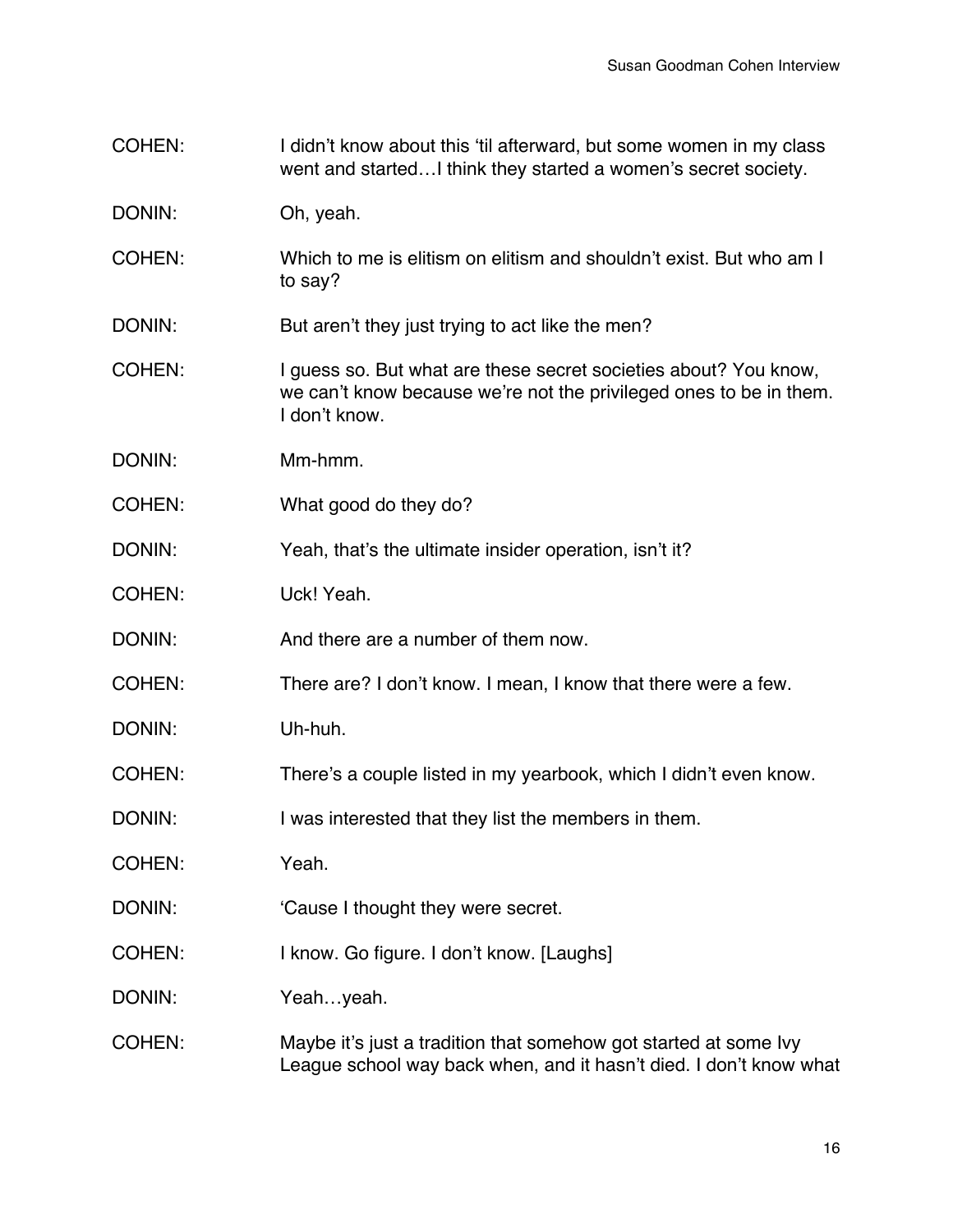COHEN: I didn't know about this 'til afterward, but some women in my class went and started…I think they started a women's secret society.

DONIN: Oh, yeah.

COHEN: Which to me is elitism on elitism and shouldn't exist. But who am I to say?

DONIN: But aren't they just trying to act like the men?

COHEN: I guess so. But what are these secret societies about? You know, we can't know because we're not the privileged ones to be in them. I don't know.

DONIN: Mm-hmm.

COHEN: What good do they do?

DONIN: Yeah, that's the ultimate insider operation, isn't it?

COHEN: Uck! Yeah.

DONIN: And there are a number of them now.

COHEN: There are? I don't know. I mean, I know that there were a few.

DONIN: Uh-huh.

COHEN: There's a couple listed in my yearbook, which I didn't even know.

DONIN: I was interested that they list the members in them.

COHEN: Yeah.

DONIN: 'Cause I thought they were secret.

COHEN: I know. Go figure. I don't know. [Laughs]

DONIN: Yeah…yeah.

COHEN: Maybe it's just a tradition that somehow got started at some Ivy League school way back when, and it hasn't died. I don't know what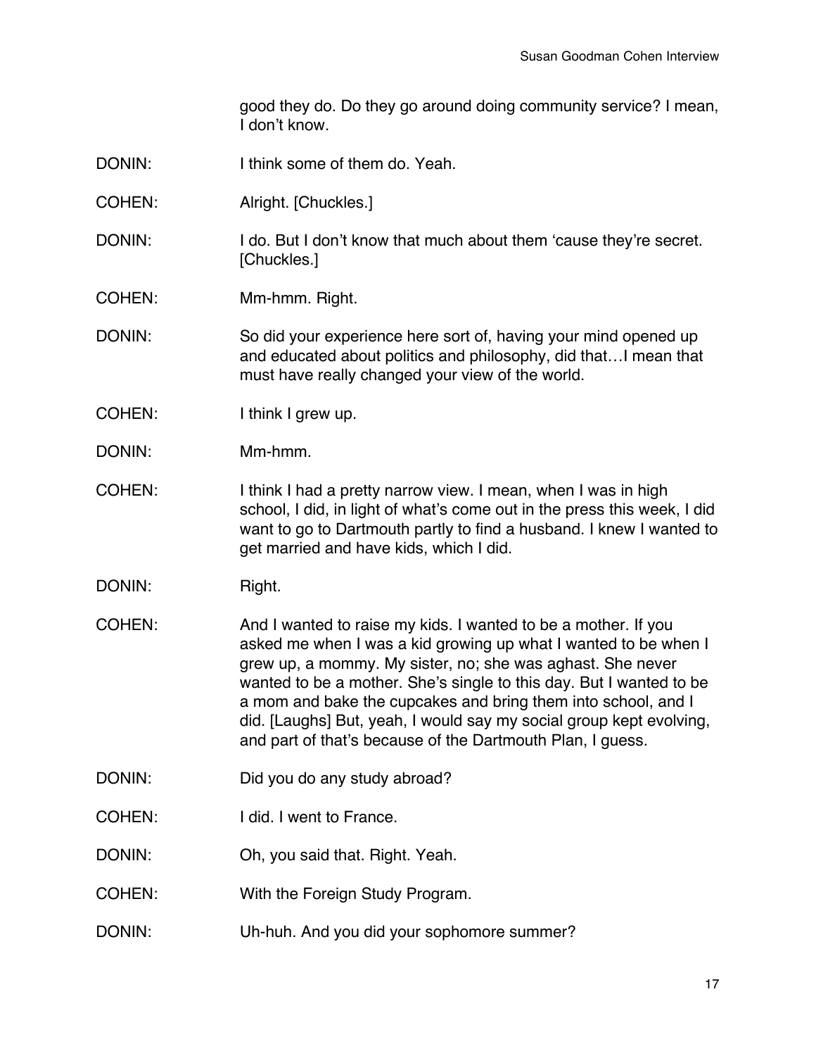good they do. Do they go around doing community service? I mean, I don't know.

DONIN: I think some of them do. Yeah.

COHEN: Alright. [Chuckles.]

DONIN: I do. But I don't know that much about them 'cause they're secret. [Chuckles.]

COHEN: Mm-hmm. Right.

DONIN: So did your experience here sort of, having your mind opened up and educated about politics and philosophy, did that…I mean that must have really changed your view of the world.

COHEN: I think I grew up.

DONIN: Mm-hmm.

COHEN: I think I had a pretty narrow view. I mean, when I was in high school, I did, in light of what's come out in the press this week, I did want to go to Dartmouth partly to find a husband. I knew I wanted to get married and have kids, which I did.

DONIN: Right.

COHEN: And I wanted to raise my kids. I wanted to be a mother. If you asked me when I was a kid growing up what I wanted to be when I grew up, a mommy. My sister, no; she was aghast. She never wanted to be a mother. She's single to this day. But I wanted to be a mom and bake the cupcakes and bring them into school, and I did. [Laughs] But, yeah, I would say my social group kept evolving, and part of that's because of the Dartmouth Plan, I guess.

DONIN: Did you do any study abroad?

COHEN: I did. I went to France.

DONIN: Oh, you said that. Right. Yeah.

COHEN: With the Foreign Study Program.

DONIN: Uh-huh. And you did your sophomore summer?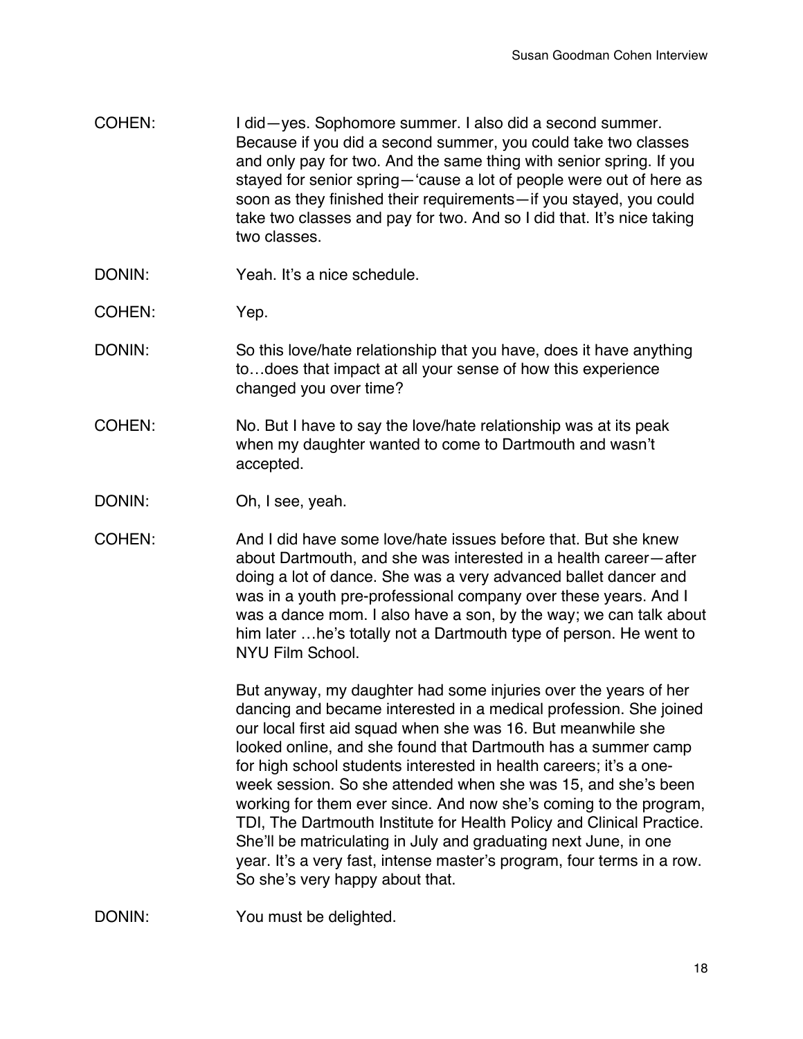COHEN: I did—yes. Sophomore summer. I also did a second summer. Because if you did a second summer, you could take two classes and only pay for two. And the same thing with senior spring. If you stayed for senior spring—'cause a lot of people were out of here as soon as they finished their requirements—if you stayed, you could take two classes and pay for two. And so I did that. It's nice taking two classes.

DONIN: Yeah. It's a nice schedule.

COHEN: Yep.

DONIN: So this love/hate relationship that you have, does it have anything to…does that impact at all your sense of how this experience changed you over time?

COHEN: No. But I have to say the love/hate relationship was at its peak when my daughter wanted to come to Dartmouth and wasn't accepted.

DONIN: Oh, I see, yeah.

COHEN: And I did have some love/hate issues before that. But she knew about Dartmouth, and she was interested in a health career—after doing a lot of dance. She was a very advanced ballet dancer and was in a youth pre-professional company over these years. And I was a dance mom. I also have a son, by the way; we can talk about him later …he's totally not a Dartmouth type of person. He went to NYU Film School.

But anyway, my daughter had some injuries over the years of her dancing and became interested in a medical profession. She joined our local first aid squad when she was 16. But meanwhile she looked online, and she found that Dartmouth has a summer camp for high school students interested in health careers; it's a one-week session. So she attended when she was 15, and she's been working for them ever since. And now she's coming to the program, TDI, The Dartmouth Institute for Health Policy and Clinical Practice. She'll be matriculating in July and graduating next June, in one year. It's a very fast, intense master's program, four terms in a row. So she's very happy about that.

DONIN: You must be delighted.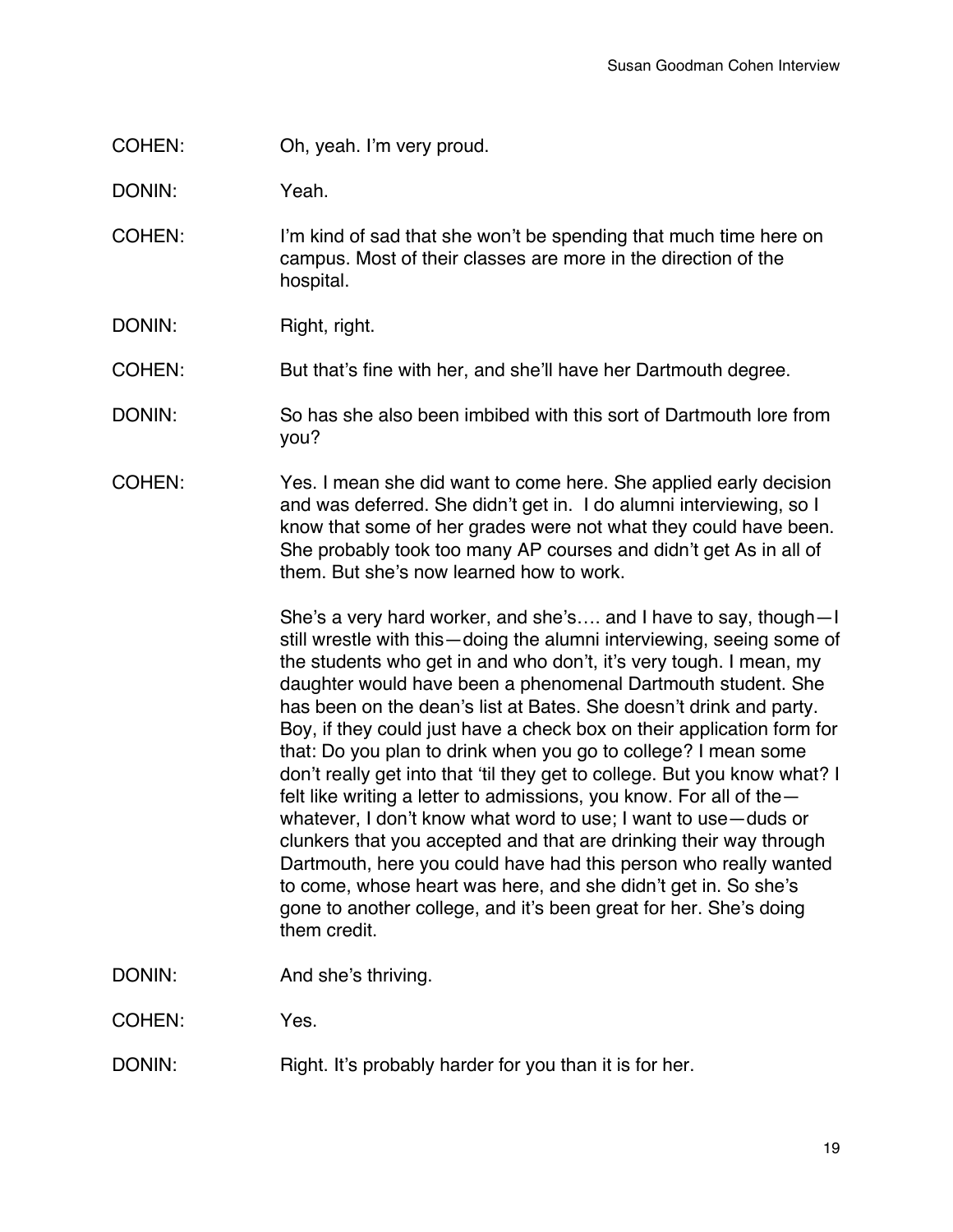COHEN: Oh, yeah. I'm very proud.

DONIN: Yeah.

COHEN: I'm kind of sad that she won't be spending that much time here on campus. Most of their classes are more in the direction of the hospital.

DONIN: Right, right.

COHEN: But that's fine with her, and she'll have her Dartmouth degree.

DONIN: So has she also been imbibed with this sort of Dartmouth lore from you?

COHEN: Yes. I mean she did want to come here. She applied early decision and was deferred. She didn't get in. I do alumni interviewing, so I know that some of her grades were not what they could have been. She probably took too many AP courses and didn't get As in all of them. But she's now learned how to work.

She's a very hard worker, and she's…. and I have to say, though—I still wrestle with this—doing the alumni interviewing, seeing some of the students who get in and who don't, it's very tough. I mean, my daughter would have been a phenomenal Dartmouth student. She has been on the dean's list at Bates. She doesn't drink and party. Boy, if they could just have a check box on their application form for that: Do you plan to drink when you go to college? I mean some don't really get into that 'til they get to college. But you know what? I felt like writing a letter to admissions, you know. For all of the—whatever, I don't know what word to use; I want to use—duds or clunkers that you accepted and that are drinking their way through Dartmouth, here you could have had this person who really wanted to come, whose heart was here, and she didn't get in. So she's gone to another college, and it's been great for her. She's doing them credit.

DONIN: And she's thriving.

COHEN: Yes.

DONIN: Right. It's probably harder for you than it is for her.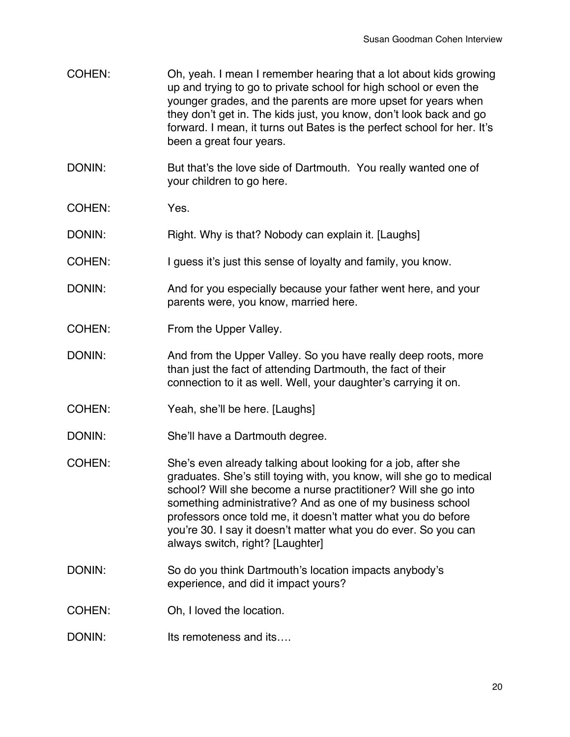COHEN: Oh, yeah. I mean I remember hearing that a lot about kids growing up and trying to go to private school for high school or even the younger grades, and the parents are more upset for years when they don't get in. The kids just, you know, don't look back and go forward. I mean, it turns out Bates is the perfect school for her. It's been a great four years.

DONIN: But that's the love side of Dartmouth. You really wanted one of your children to go here.

COHEN: Yes.

DONIN: Right. Why is that? Nobody can explain it. [Laughs]

COHEN: I guess it's just this sense of loyalty and family, you know.

DONIN: And for you especially because your father went here, and your parents were, you know, married here.

COHEN: From the Upper Valley.

DONIN: And from the Upper Valley. So you have really deep roots, more than just the fact of attending Dartmouth, the fact of their connection to it as well. Well, your daughter's carrying it on.

COHEN: Yeah, she'll be here. [Laughs]

DONIN: She'll have a Dartmouth degree.

COHEN: She's even already talking about looking for a job, after she graduates. She's still toying with, you know, will she go to medical school? Will she become a nurse practitioner? Will she go into something administrative? And as one of my business school professors once told me, it doesn't matter what you do before you're 30. I say it doesn't matter what you do ever. So you can always switch, right? [Laughter]

DONIN: So do you think Dartmouth's location impacts anybody's experience, and did it impact yours?

COHEN: Oh, I loved the location.

DONIN: Its remoteness and its….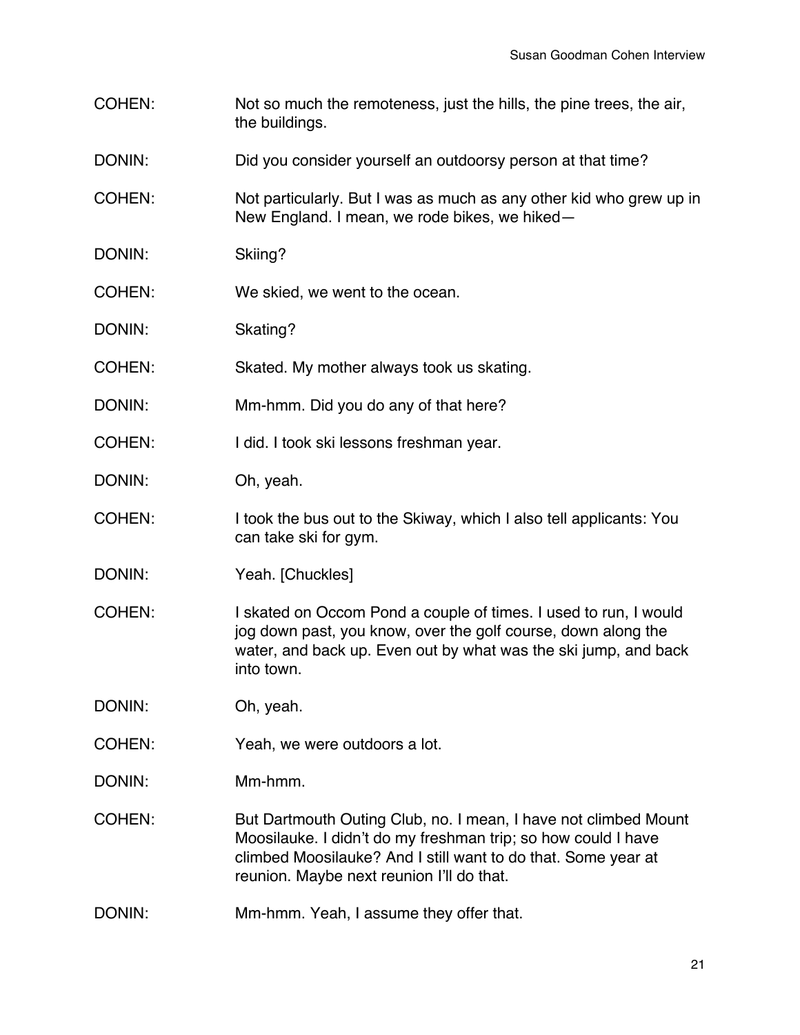COHEN: Not so much the remoteness, just the hills, the pine trees, the air, the buildings.

DONIN: Did you consider yourself an outdoorsy person at that time?

COHEN: Not particularly. But I was as much as any other kid who grew up in New England. I mean, we rode bikes, we hiked—

DONIN: Skiing?

COHEN: We skied, we went to the ocean.

DONIN: Skating?

COHEN: Skated. My mother always took us skating.

DONIN: Mm-hmm. Did you do any of that here?

COHEN: I did. I took ski lessons freshman year.

DONIN: Oh, yeah.

COHEN: I took the bus out to the Skiway, which I also tell applicants: You can take ski for gym.

DONIN: Yeah. [Chuckles]

COHEN: I skated on Occom Pond a couple of times. I used to run, I would jog down past, you know, over the golf course, down along the water, and back up. Even out by what was the ski jump, and back into town.

DONIN: Oh, yeah.

COHEN: Yeah, we were outdoors a lot.

DONIN: Mm-hmm.

COHEN: But Dartmouth Outing Club, no. I mean, I have not climbed Mount Moosilauke. I didn't do my freshman trip; so how could I have climbed Moosilauke? And I still want to do that. Some year at reunion. Maybe next reunion I'll do that.

DONIN: Mm-hmm. Yeah, I assume they offer that.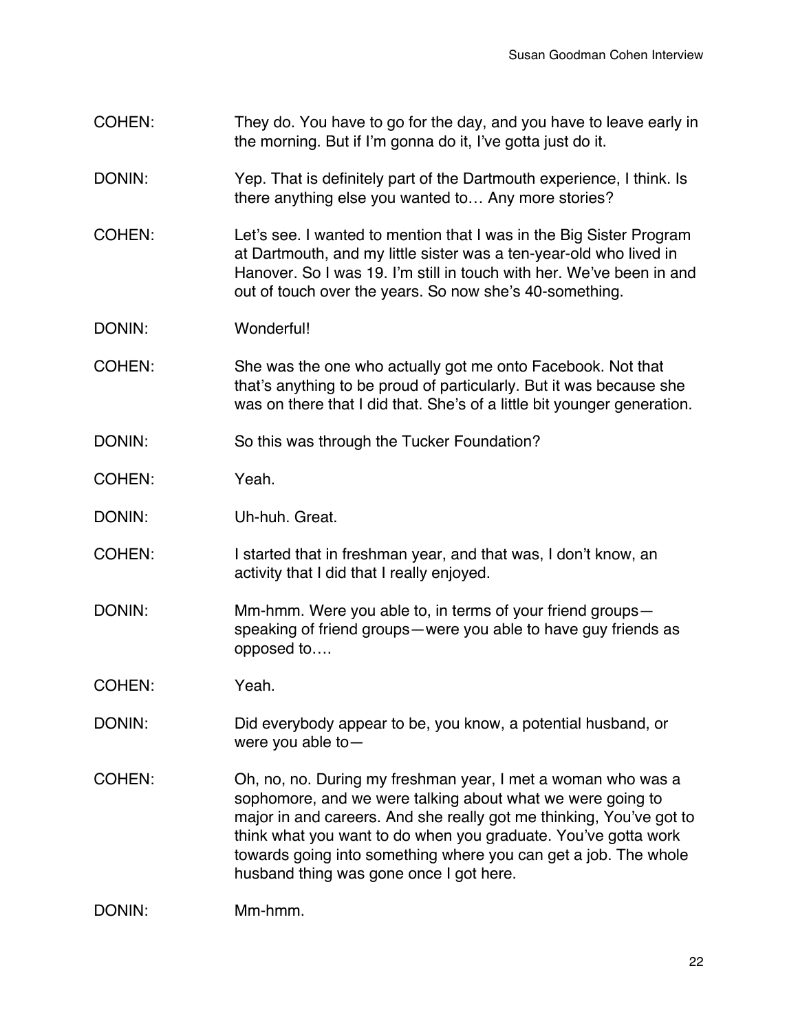COHEN: They do. You have to go for the day, and you have to leave early in the morning. But if I'm gonna do it, I've gotta just do it.

DONIN: Yep. That is definitely part of the Dartmouth experience, I think. Is there anything else you wanted to… Any more stories?

COHEN: Let's see. I wanted to mention that I was in the Big Sister Program at Dartmouth, and my little sister was a ten-year-old who lived in Hanover. So I was 19. I'm still in touch with her. We've been in and out of touch over the years. So now she's 40-something.

DONIN: Wonderful!

COHEN: She was the one who actually got me onto Facebook. Not that that's anything to be proud of particularly. But it was because she was on there that I did that. She's of a little bit younger generation.

DONIN: So this was through the Tucker Foundation?

COHEN: Yeah.

DONIN: Uh-huh. Great.

COHEN: I started that in freshman year, and that was, I don't know, an activity that I did that I really enjoyed.

DONIN: Mm-hmm. Were you able to, in terms of your friend groups—speaking of friend groups—were you able to have guy friends as opposed to….

COHEN: Yeah.

DONIN: Did everybody appear to be, you know, a potential husband, or were you able to—

COHEN: Oh, no, no. During my freshman year, I met a woman who was a sophomore, and we were talking about what we were going to major in and careers. And she really got me thinking, You've got to think what you want to do when you graduate. You've gotta work towards going into something where you can get a job. The whole husband thing was gone once I got here.

DONIN: Mm-hmm.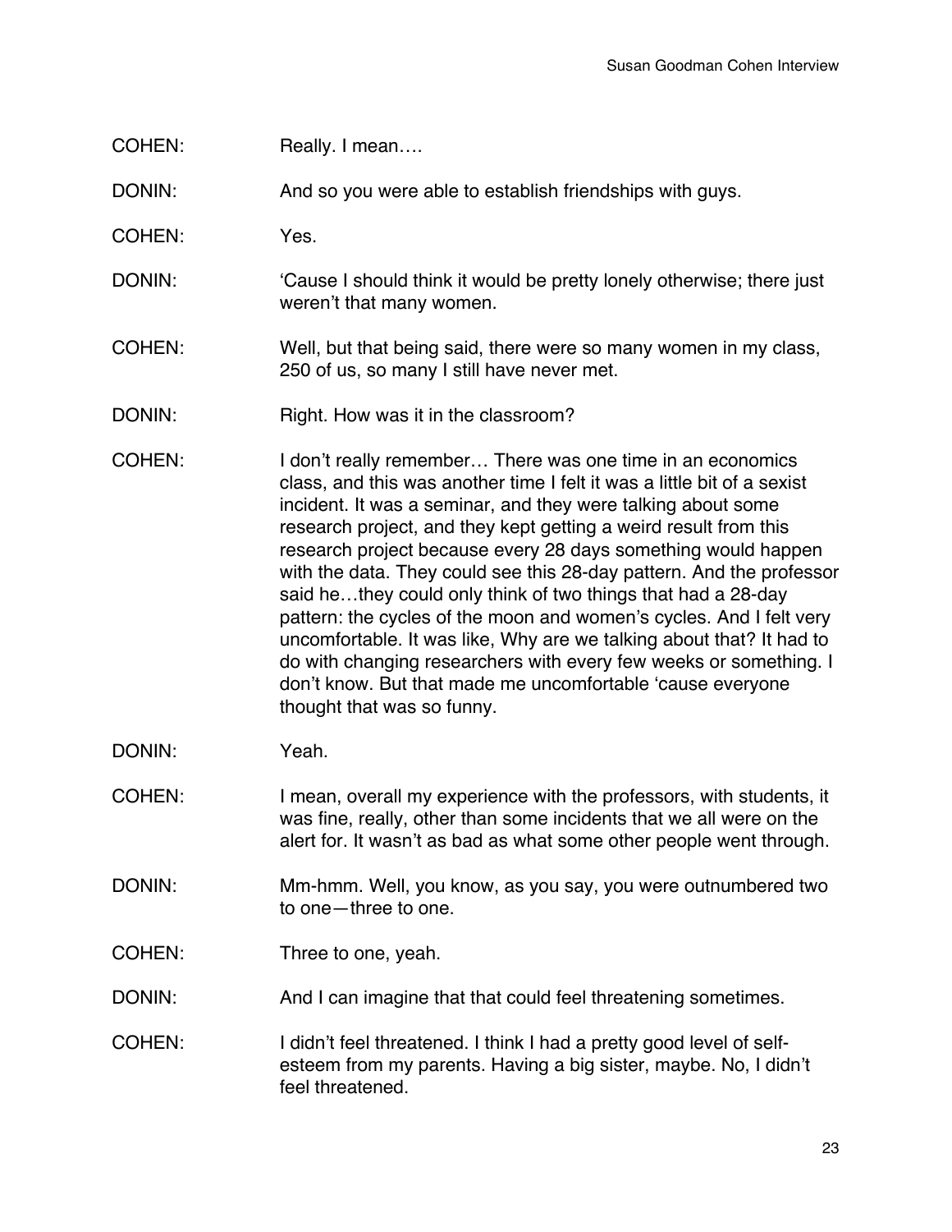COHEN: Really. I mean….

DONIN: And so you were able to establish friendships with guys.

COHEN: Yes.

DONIN: 'Cause I should think it would be pretty lonely otherwise; there just weren't that many women.

COHEN: Well, but that being said, there were so many women in my class, 250 of us, so many I still have never met.

DONIN: Right. How was it in the classroom?

COHEN: I don't really remember… There was one time in an economics class, and this was another time I felt it was a little bit of a sexist incident. It was a seminar, and they were talking about some research project, and they kept getting a weird result from this research project because every 28 days something would happen with the data. They could see this 28-day pattern. And the professor said he…they could only think of two things that had a 28-day pattern: the cycles of the moon and women's cycles. And I felt very uncomfortable. It was like, Why are we talking about that? It had to do with changing researchers with every few weeks or something. I don't know. But that made me uncomfortable 'cause everyone thought that was so funny.

DONIN: Yeah.

COHEN: I mean, overall my experience with the professors, with students, it was fine, really, other than some incidents that we all were on the alert for. It wasn't as bad as what some other people went through.

DONIN: Mm-hmm. Well, you know, as you say, you were outnumbered two to one—three to one.

COHEN: Three to one, yeah.

DONIN: And I can imagine that that could feel threatening sometimes.

COHEN: I didn't feel threatened. I think I had a pretty good level of self-esteem from my parents. Having a big sister, maybe. No, I didn't feel threatened.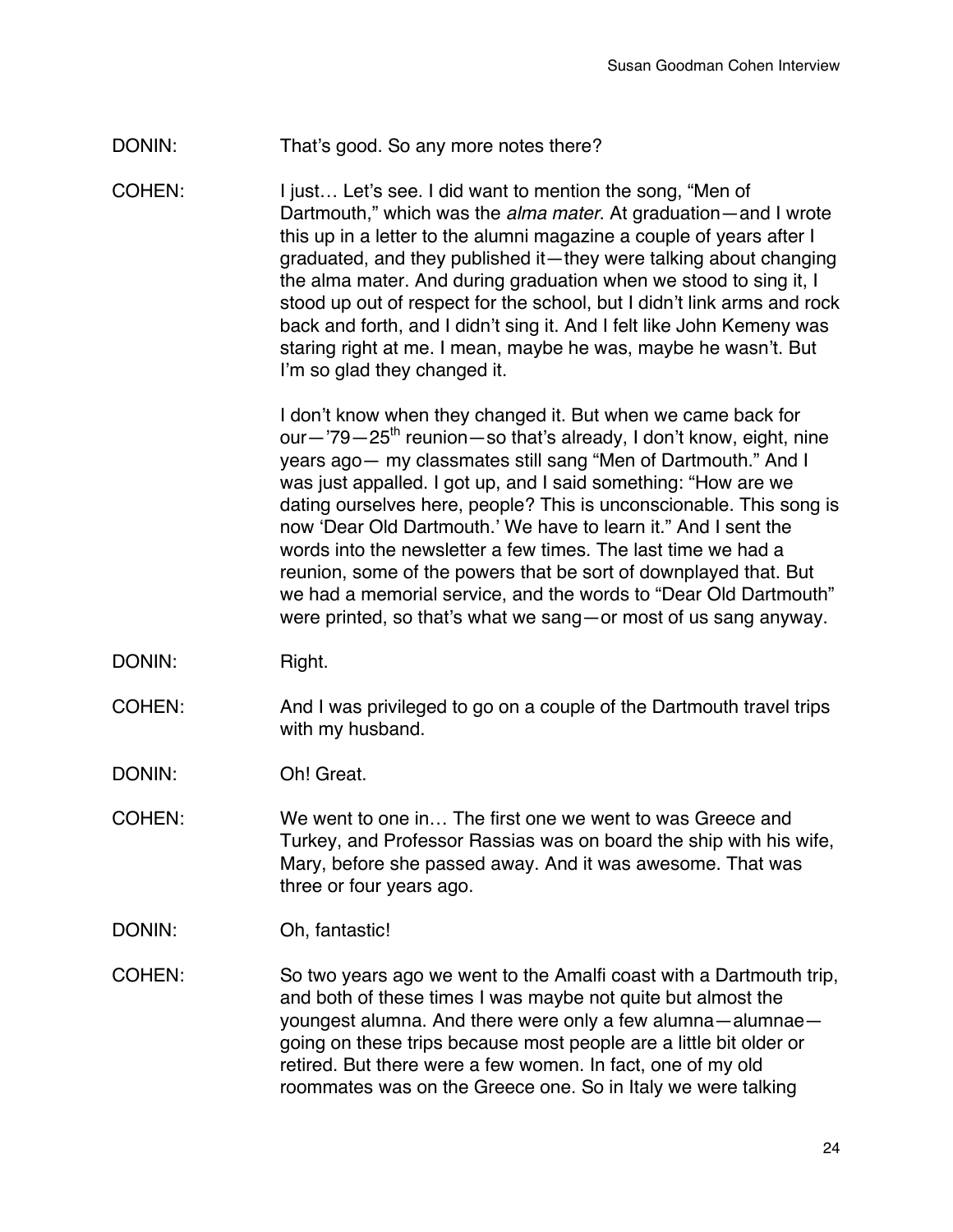DONIN: That's good. So any more notes there?

COHEN: I just… Let's see. I did want to mention the song, "Men of Dartmouth," which was the *alma mater*. At graduation—and I wrote this up in a letter to the alumni magazine a couple of years after I graduated, and they published it—they were talking about changing the alma mater. And during graduation when we stood to sing it, I stood up out of respect for the school, but I didn't link arms and rock back and forth, and I didn't sing it. And I felt like John Kemeny was staring right at me. I mean, maybe he was, maybe he wasn't. But I'm so glad they changed it.

I don't know when they changed it. But when we came back for our—'79—25th reunion—so that's already, I don't know, eight, nine years ago— my classmates still sang "Men of Dartmouth." And I was just appalled. I got up, and I said something: "How are we dating ourselves here, people? This is unconscionable. This song is now 'Dear Old Dartmouth.' We have to learn it." And I sent the words into the newsletter a few times. The last time we had a reunion, some of the powers that be sort of downplayed that. But we had a memorial service, and the words to "Dear Old Dartmouth" were printed, so that's what we sang—or most of us sang anyway.

DONIN: Right.

COHEN: And I was privileged to go on a couple of the Dartmouth travel trips with my husband.

DONIN: Oh! Great.

COHEN: We went to one in… The first one we went to was Greece and Turkey, and Professor Rassias was on board the ship with his wife, Mary, before she passed away. And it was awesome. That was three or four years ago.

DONIN: Oh, fantastic!

COHEN: So two years ago we went to the Amalfi coast with a Dartmouth trip, and both of these times I was maybe not quite but almost the youngest alumna. And there were only a few alumna—alumnae—going on these trips because most people are a little bit older or retired. But there were a few women. In fact, one of my old roommates was on the Greece one. So in Italy we were talking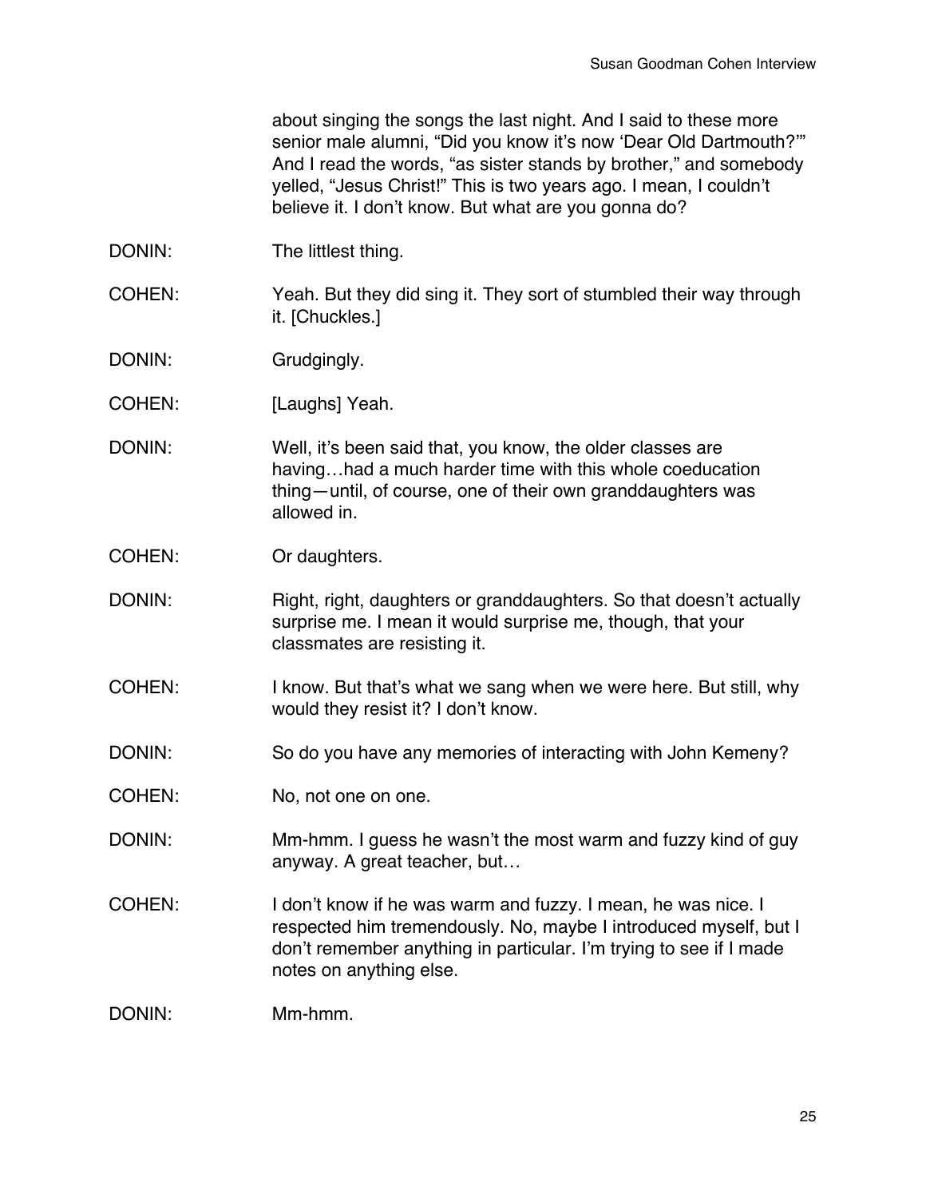about singing the songs the last night. And I said to these more senior male alumni, "Did you know it's now 'Dear Old Dartmouth?'" And I read the words, "as sister stands by brother," and somebody yelled, "Jesus Christ!" This is two years ago. I mean, I couldn't believe it. I don't know. But what are you gonna do?

DONIN: The littlest thing.

COHEN: Yeah. But they did sing it. They sort of stumbled their way through it. [Chuckles.]

DONIN: Grudgingly.

COHEN: [Laughs] Yeah.

DONIN: Well, it's been said that, you know, the older classes are having…had a much harder time with this whole coeducation thing—until, of course, one of their own granddaughters was allowed in.

COHEN: Or daughters.

DONIN: Right, right, daughters or granddaughters. So that doesn't actually surprise me. I mean it would surprise me, though, that your classmates are resisting it.

COHEN: I know. But that's what we sang when we were here. But still, why would they resist it? I don't know.

DONIN: So do you have any memories of interacting with John Kemeny?

COHEN: No, not one on one.

DONIN: Mm-hmm. I guess he wasn't the most warm and fuzzy kind of guy anyway. A great teacher, but…

COHEN: I don't know if he was warm and fuzzy. I mean, he was nice. I respected him tremendously. No, maybe I introduced myself, but I don't remember anything in particular. I'm trying to see if I made notes on anything else.

DONIN: Mm-hmm.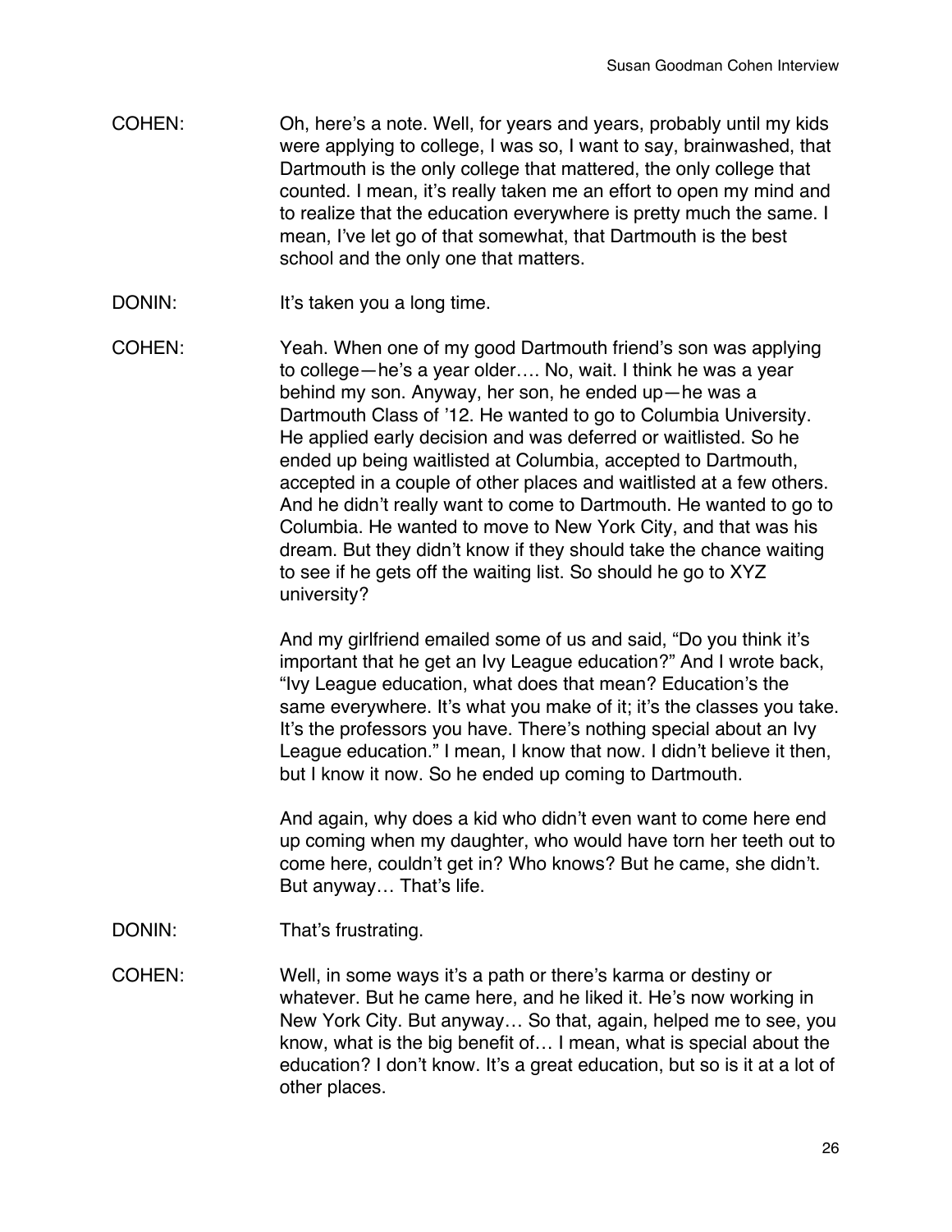COHEN: Oh, here's a note. Well, for years and years, probably until my kids were applying to college, I was so, I want to say, brainwashed, that Dartmouth is the only college that mattered, the only college that counted. I mean, it's really taken me an effort to open my mind and to realize that the education everywhere is pretty much the same. I mean, I've let go of that somewhat, that Dartmouth is the best school and the only one that matters.

DONIN: It's taken you a long time.

COHEN: Yeah. When one of my good Dartmouth friend's son was applying to college—he's a year older…. No, wait. I think he was a year behind my son. Anyway, her son, he ended up—he was a Dartmouth Class of '12. He wanted to go to Columbia University. He applied early decision and was deferred or waitlisted. So he ended up being waitlisted at Columbia, accepted to Dartmouth, accepted in a couple of other places and waitlisted at a few others. And he didn't really want to come to Dartmouth. He wanted to go to Columbia. He wanted to move to New York City, and that was his dream. But they didn't know if they should take the chance waiting to see if he gets off the waiting list. So should he go to XYZ university?

And my girlfriend emailed some of us and said, "Do you think it's important that he get an Ivy League education?" And I wrote back, "Ivy League education, what does that mean? Education's the same everywhere. It's what you make of it; it's the classes you take. It's the professors you have. There's nothing special about an Ivy League education." I mean, I know that now. I didn't believe it then, but I know it now. So he ended up coming to Dartmouth.

And again, why does a kid who didn't even want to come here end up coming when my daughter, who would have torn her teeth out to come here, couldn't get in? Who knows? But he came, she didn't. But anyway… That's life.

DONIN: That's frustrating.

COHEN: Well, in some ways it's a path or there's karma or destiny or whatever. But he came here, and he liked it. He's now working in New York City. But anyway… So that, again, helped me to see, you know, what is the big benefit of… I mean, what is special about the education? I don't know. It's a great education, but so is it at a lot of other places.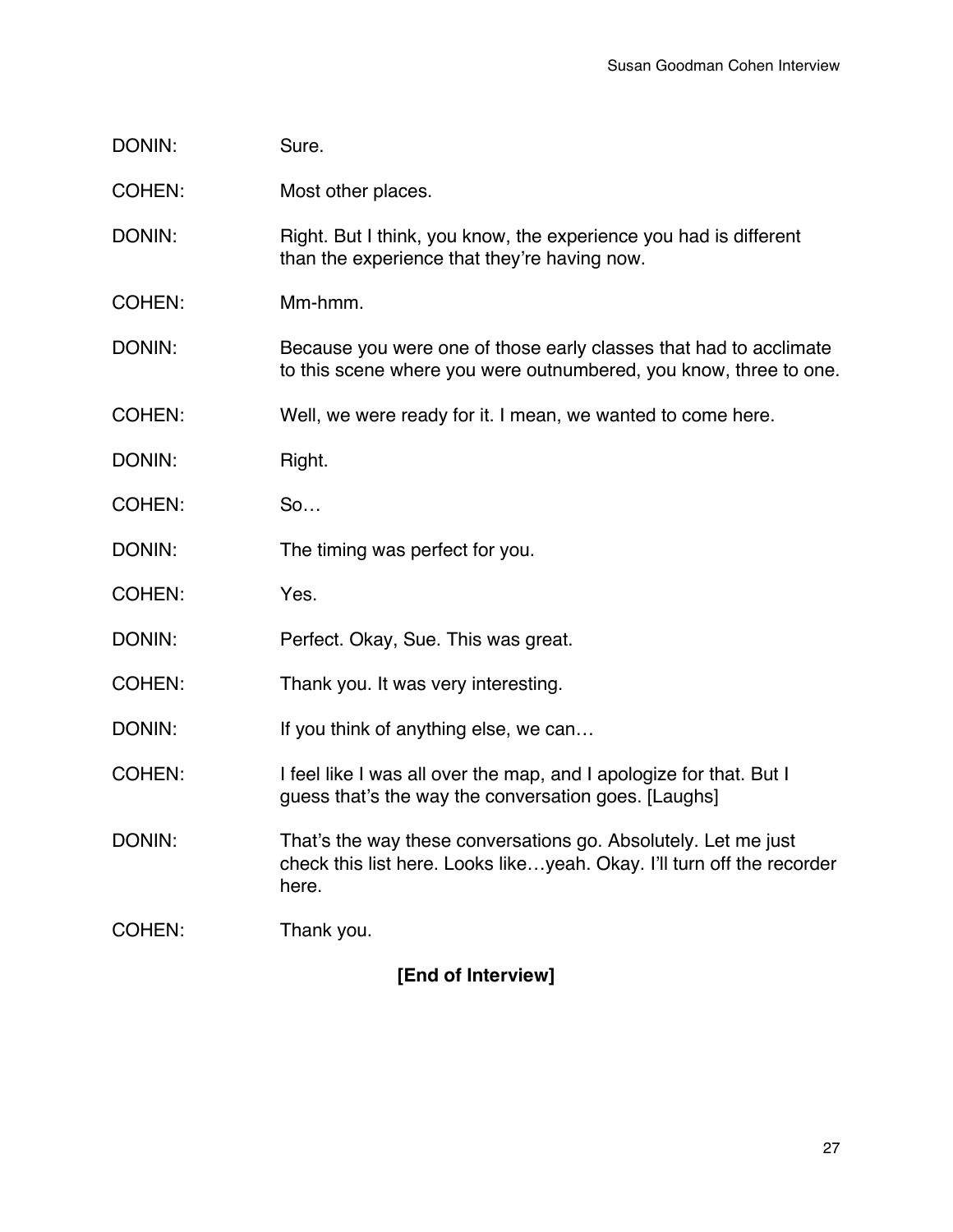DONIN: Sure.

COHEN: Most other places.

DONIN: Right. But I think, you know, the experience you had is different than the experience that they're having now.

COHEN: Mm-hmm.

DONIN: Because you were one of those early classes that had to acclimate to this scene where you were outnumbered, you know, three to one.

COHEN: Well, we were ready for it. I mean, we wanted to come here.

DONIN: Right.

COHEN: So…

DONIN: The timing was perfect for you.

COHEN: Yes.

DONIN: Perfect. Okay, Sue. This was great.

COHEN: Thank you. It was very interesting.

DONIN: If you think of anything else, we can…

COHEN: I feel like I was all over the map, and I apologize for that. But I guess that's the way the conversation goes. [Laughs]

DONIN: That's the way these conversations go. Absolutely. Let me just check this list here. Looks like…yeah. Okay. I'll turn off the recorder here.

COHEN: Thank you.

**[End of Interview]**